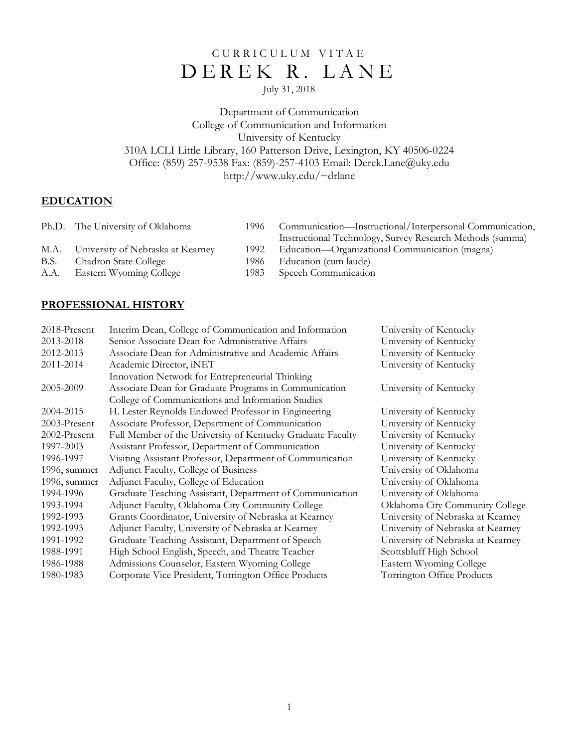# CURRICULUM VITAE
# DEREK R. LANE

July 31, 2018

Department of Communication
College of Communication and Information
University of Kentucky
310A LCLI Little Library, 160 Patterson Drive, Lexington, KY 40506-0224
Office: (859) 257-9538 Fax: (859)-257-4103 Email: Derek.Lane@uky.edu
http://www.uky.edu/~drlane

## EDUCATION

| | | | |
|---|---|---|---|
| Ph.D. | The University of Oklahoma | 1996 | Communication—Instructional/Interpersonal Communication, Instructional Technology, Survey Research Methods (summa) |
| M.A. | University of Nebraska at Kearney | 1992 | Education—Organizational Communication (magna) |
| B.S. | Chadron State College | 1986 | Education (cum laude) |
| A.A. | Eastern Wyoming College | 1983 | Speech Communication |

## PROFESSIONAL HISTORY

| | | |
|---|---|---|
| 2018-Present | Interim Dean, College of Communication and Information | University of Kentucky |
| 2013-2018 | Senior Associate Dean for Administrative Affairs | University of Kentucky |
| 2012-2013 | Associate Dean for Administrative and Academic Affairs | University of Kentucky |
| 2011-2014 | Academic Director, iNET<br>Innovation Network for Entrepreneurial Thinking | University of Kentucky |
| 2005-2009 | Associate Dean for Graduate Programs in Communication<br>College of Communications and Information Studies | University of Kentucky |
| 2004-2015 | H. Lester Reynolds Endowed Professor in Engineering | University of Kentucky |
| 2003-Present | Associate Professor, Department of Communication | University of Kentucky |
| 2002-Present | Full Member of the University of Kentucky Graduate Faculty | University of Kentucky |
| 1997-2003 | Assistant Professor, Department of Communication | University of Kentucky |
| 1996-1997 | Visiting Assistant Professor, Department of Communication | University of Kentucky |
| 1996, summer | Adjunct Faculty, College of Business | University of Oklahoma |
| 1996, summer | Adjunct Faculty, College of Education | University of Oklahoma |
| 1994-1996 | Graduate Teaching Assistant, Department of Communication | University of Oklahoma |
| 1993-1994 | Adjunct Faculty, Oklahoma City Community College | Oklahoma City Community College |
| 1992-1993 | Grants Coordinator, University of Nebraska at Kearney | University of Nebraska at Kearney |
| 1992-1993 | Adjunct Faculty, University of Nebraska at Kearney | University of Nebraska at Kearney |
| 1991-1992 | Graduate Teaching Assistant, Department of Speech | University of Nebraska at Kearney |
| 1988-1991 | High School English, Speech, and Theatre Teacher | Scottsbluff High School |
| 1986-1988 | Admissions Counselor, Eastern Wyoming College | Eastern Wyoming College |
| 1980-1983 | Corporate Vice President, Torrington Office Products | Torrington Office Products |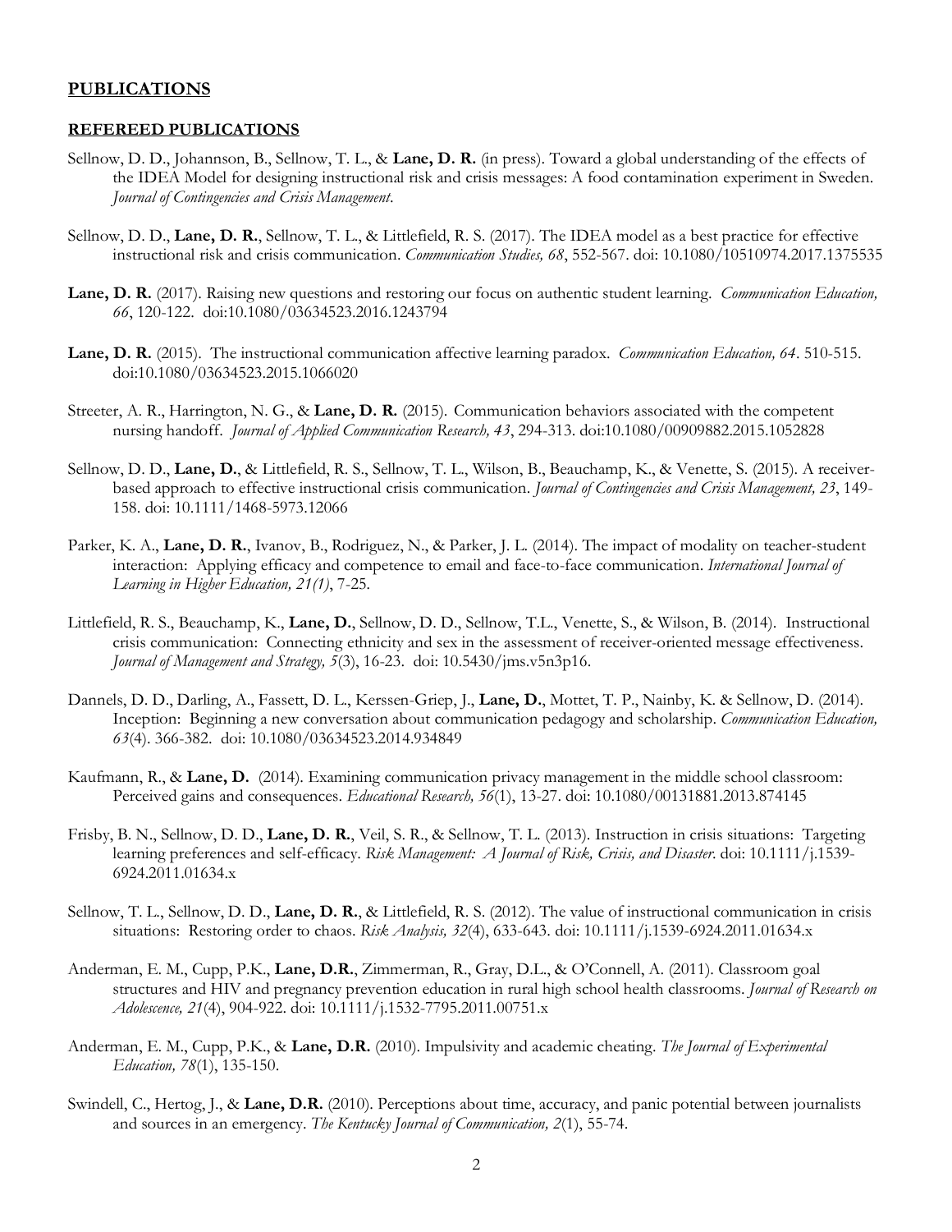## PUBLICATIONS

### REFEREED PUBLICATIONS

Sellnow, D. D., Johannson, B., Sellnow, T. L., & **Lane, D. R.** (in press). Toward a global understanding of the effects of the IDEA Model for designing instructional risk and crisis messages: A food contamination experiment in Sweden. *Journal of Contingencies and Crisis Management*.

Sellnow, D. D., **Lane, D. R.**, Sellnow, T. L., & Littlefield, R. S. (2017). The IDEA model as a best practice for effective instructional risk and crisis communication. *Communication Studies, 68*, 552-567. doi: 10.1080/10510974.2017.1375535

**Lane, D. R.** (2017). Raising new questions and restoring our focus on authentic student learning. *Communication Education, 66*, 120-122. doi:10.1080/03634523.2016.1243794

**Lane, D. R.** (2015). The instructional communication affective learning paradox. *Communication Education, 64*. 510-515. doi:10.1080/03634523.2015.1066020

Streeter, A. R., Harrington, N. G., & **Lane, D. R.** (2015). Communication behaviors associated with the competent nursing handoff. *Journal of Applied Communication Research, 43*, 294-313. doi:10.1080/00909882.2015.1052828

Sellnow, D. D., **Lane, D.**, & Littlefield, R. S., Sellnow, T. L., Wilson, B., Beauchamp, K., & Venette, S. (2015). A receiver-based approach to effective instructional crisis communication. *Journal of Contingencies and Crisis Management, 23*, 149-158. doi: 10.1111/1468-5973.12066

Parker, K. A., **Lane, D. R.**, Ivanov, B., Rodriguez, N., & Parker, J. L. (2014). The impact of modality on teacher-student interaction: Applying efficacy and competence to email and face-to-face communication. *International Journal of Learning in Higher Education, 21(1)*, 7-25.

Littlefield, R. S., Beauchamp, K., **Lane, D.**, Sellnow, D. D., Sellnow, T.L., Venette, S., & Wilson, B. (2014). Instructional crisis communication: Connecting ethnicity and sex in the assessment of receiver-oriented message effectiveness. *Journal of Management and Strategy, 5*(3), 16-23. doi: 10.5430/jms.v5n3p16.

Dannels, D. D., Darling, A., Fassett, D. L., Kerssen-Griep, J., **Lane, D.**, Mottet, T. P., Nainby, K. & Sellnow, D. (2014). Inception: Beginning a new conversation about communication pedagogy and scholarship. *Communication Education, 63*(4). 366-382. doi: 10.1080/03634523.2014.934849

Kaufmann, R., & **Lane, D.** (2014). Examining communication privacy management in the middle school classroom: Perceived gains and consequences. *Educational Research, 56*(1), 13-27. doi: 10.1080/00131881.2013.874145

Frisby, B. N., Sellnow, D. D., **Lane, D. R.**, Veil, S. R., & Sellnow, T. L. (2013). Instruction in crisis situations: Targeting learning preferences and self-efficacy. *Risk Management: A Journal of Risk, Crisis, and Disaster*. doi: 10.1111/j.1539-6924.2011.01634.x

Sellnow, T. L., Sellnow, D. D., **Lane, D. R.**, & Littlefield, R. S. (2012). The value of instructional communication in crisis situations: Restoring order to chaos. *Risk Analysis, 32*(4), 633-643. doi: 10.1111/j.1539-6924.2011.01634.x

Anderman, E. M., Cupp, P.K., **Lane, D.R.**, Zimmerman, R., Gray, D.L., & O'Connell, A. (2011). Classroom goal structures and HIV and pregnancy prevention education in rural high school health classrooms. *Journal of Research on Adolescence, 21*(4), 904-922. doi: 10.1111/j.1532-7795.2011.00751.x

Anderman, E. M., Cupp, P.K., & **Lane, D.R.** (2010). Impulsivity and academic cheating. *The Journal of Experimental Education, 78*(1), 135-150.

Swindell, C., Hertog, J., & **Lane, D.R.** (2010). Perceptions about time, accuracy, and panic potential between journalists and sources in an emergency. *The Kentucky Journal of Communication, 2*(1), 55-74.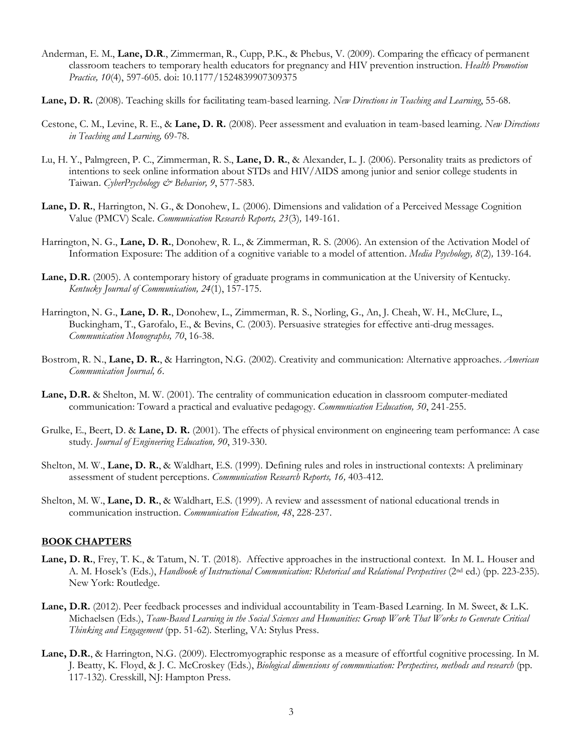Anderman, E. M., **Lane, D.R**., Zimmerman, R., Cupp, P.K., & Phebus, V. (2009). Comparing the efficacy of permanent classroom teachers to temporary health educators for pregnancy and HIV prevention instruction. *Health Promotion Practice, 10*(4), 597-605. doi: 10.1177/1524839907309375

**Lane, D. R.** (2008). Teaching skills for facilitating team-based learning. *New Directions in Teaching and Learning*, 55-68.

Cestone, C. M., Levine, R. E., & **Lane, D. R.** (2008). Peer assessment and evaluation in team-based learning. *New Directions in Teaching and Learning,* 69-78.

Lu, H. Y., Palmgreen, P. C., Zimmerman, R. S., **Lane, D. R.**, & Alexander, L. J. (2006). Personality traits as predictors of intentions to seek online information about STDs and HIV/AIDS among junior and senior college students in Taiwan. *CyberPsychology & Behavior, 9*, 577-583.

**Lane, D. R.**, Harrington, N. G., & Donohew, L. (2006). Dimensions and validation of a Perceived Message Cognition Value (PMCV) Scale. *Communication Research Reports, 23*(3)*,* 149-161.

Harrington, N. G., **Lane, D. R.**, Donohew, R. L., & Zimmerman, R. S. (2006). An extension of the Activation Model of Information Exposure: The addition of a cognitive variable to a model of attention. *Media Psychology, 8*(2)*,* 139-164.

**Lane, D.R.** (2005). A contemporary history of graduate programs in communication at the University of Kentucky. *Kentucky Journal of Communication, 24*(1), 157-175.

Harrington, N. G., **Lane, D. R.**, Donohew, L., Zimmerman, R. S., Norling, G., An, J. Cheah, W. H., McClure, L., Buckingham, T., Garofalo, E., & Bevins, C. (2003). Persuasive strategies for effective anti-drug messages. *Communication Monographs, 70*, 16-38.

Bostrom, R. N., **Lane, D. R.**, & Harrington, N.G. (2002). Creativity and communication: Alternative approaches. *American Communication Journal, 6*.

**Lane, D.R.** & Shelton, M. W. (2001). The centrality of communication education in classroom computer-mediated communication: Toward a practical and evaluative pedagogy. *Communication Education, 50*, 241-255.

Grulke, E., Beert, D. & **Lane, D. R.** (2001). The effects of physical environment on engineering team performance: A case study. *Journal of Engineering Education, 90*, 319-330.

Shelton, M. W., **Lane, D. R.**, & Waldhart, E.S. (1999). Defining rules and roles in instructional contexts: A preliminary assessment of student perceptions. *Communication Research Reports, 16,* 403-412.

Shelton, M. W., **Lane, D. R.**, & Waldhart, E.S. (1999). A review and assessment of national educational trends in communication instruction. *Communication Education, 48*, 228-237.

**BOOK CHAPTERS**

**Lane, D. R.**, Frey, T. K., & Tatum, N. T. (2018). Affective approaches in the instructional context. In M. L. Houser and A. M. Hosek's (Eds.), *Handbook of Instructional Communication: Rhetorical and Relational Perspectives* (2nd ed.) (pp. 223-235). New York: Routledge.

**Lane, D.R.** (2012). Peer feedback processes and individual accountability in Team-Based Learning. In M. Sweet, & L.K. Michaelsen (Eds.), *Team-Based Learning in the Social Sciences and Humanities: Group Work That Works to Generate Critical Thinking and Engagement* (pp. 51-62). Sterling, VA: Stylus Press.

**Lane, D.R.**, & Harrington, N.G. (2009). Electromyographic response as a measure of effortful cognitive processing. In M. J. Beatty, K. Floyd, & J. C. McCroskey (Eds.), *Biological dimensions of communication: Perspectives, methods and research* (pp. 117-132). Cresskill, NJ: Hampton Press.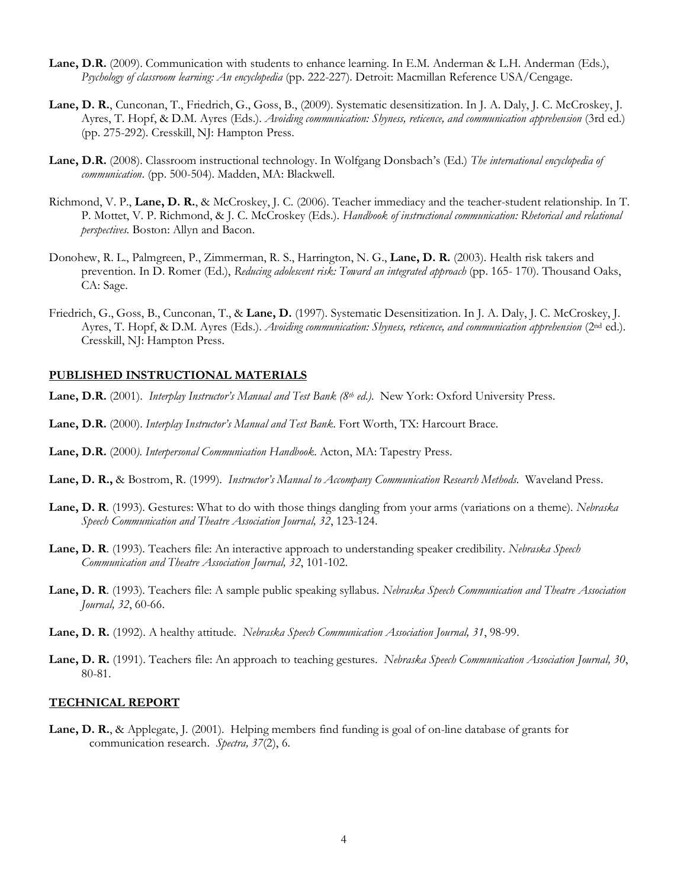**Lane, D.R.** (2009). Communication with students to enhance learning. In E.M. Anderman & L.H. Anderman (Eds.), *Psychology of classroom learning: An encyclopedia* (pp. 222-227). Detroit: Macmillan Reference USA/Cengage.

**Lane, D. R.**, Cunconan, T., Friedrich, G., Goss, B., (2009). Systematic desensitization. In J. A. Daly, J. C. McCroskey, J. Ayres, T. Hopf, & D.M. Ayres (Eds.). *Avoiding communication: Shyness, reticence, and communication apprehension* (3rd ed.) (pp. 275-292). Cresskill, NJ: Hampton Press.

**Lane, D.R.** (2008). Classroom instructional technology. In Wolfgang Donsbach's (Ed.) *The international encyclopedia of communication*. (pp. 500-504). Madden, MA: Blackwell.

Richmond, V. P., **Lane, D. R.**, & McCroskey, J. C. (2006). Teacher immediacy and the teacher-student relationship. In T. P. Mottet, V. P. Richmond, & J. C. McCroskey (Eds.). *Handbook of instructional communication: Rhetorical and relational perspectives.* Boston: Allyn and Bacon.

Donohew, R. L., Palmgreen, P., Zimmerman, R. S., Harrington, N. G., **Lane, D. R.** (2003). Health risk takers and prevention. In D. Romer (Ed.), *Reducing adolescent risk: Toward an integrated approach* (pp. 165- 170). Thousand Oaks, CA: Sage.

Friedrich, G., Goss, B., Cunconan, T., & **Lane, D.** (1997). Systematic Desensitization. In J. A. Daly, J. C. McCroskey, J. Ayres, T. Hopf, & D.M. Ayres (Eds.). *Avoiding communication: Shyness, reticence, and communication apprehension* (2nd ed.). Cresskill, NJ: Hampton Press.

## PUBLISHED INSTRUCTIONAL MATERIALS

**Lane, D.R.** (2001). *Interplay Instructor's Manual and Test Bank (8th ed.).* New York: Oxford University Press.

**Lane, D.R.** (2000). *Interplay Instructor's Manual and Test Bank*. Fort Worth, TX: Harcourt Brace.

**Lane, D.R.** (2000*). Interpersonal Communication Handbook*. Acton, MA: Tapestry Press.

**Lane, D. R.,** & Bostrom, R. (1999). *Instructor's Manual to Accompany Communication Research Methods*. Waveland Press.

**Lane, D. R**. (1993). Gestures: What to do with those things dangling from your arms (variations on a theme). *Nebraska Speech Communication and Theatre Association Journal, 32*, 123-124.

**Lane, D. R**. (1993). Teachers file: An interactive approach to understanding speaker credibility. *Nebraska Speech Communication and Theatre Association Journal, 32*, 101-102.

**Lane, D. R**. (1993). Teachers file: A sample public speaking syllabus. *Nebraska Speech Communication and Theatre Association Journal, 32*, 60-66.

**Lane, D. R.** (1992). A healthy attitude. *Nebraska Speech Communication Association Journal, 31*, 98-99.

**Lane, D. R.** (1991). Teachers file: An approach to teaching gestures. *Nebraska Speech Communication Association Journal, 30*, 80-81.

## TECHNICAL REPORT

**Lane, D. R.**, & Applegate, J. (2001). Helping members find funding is goal of on-line database of grants for communication research. *Spectra, 37*(2), 6.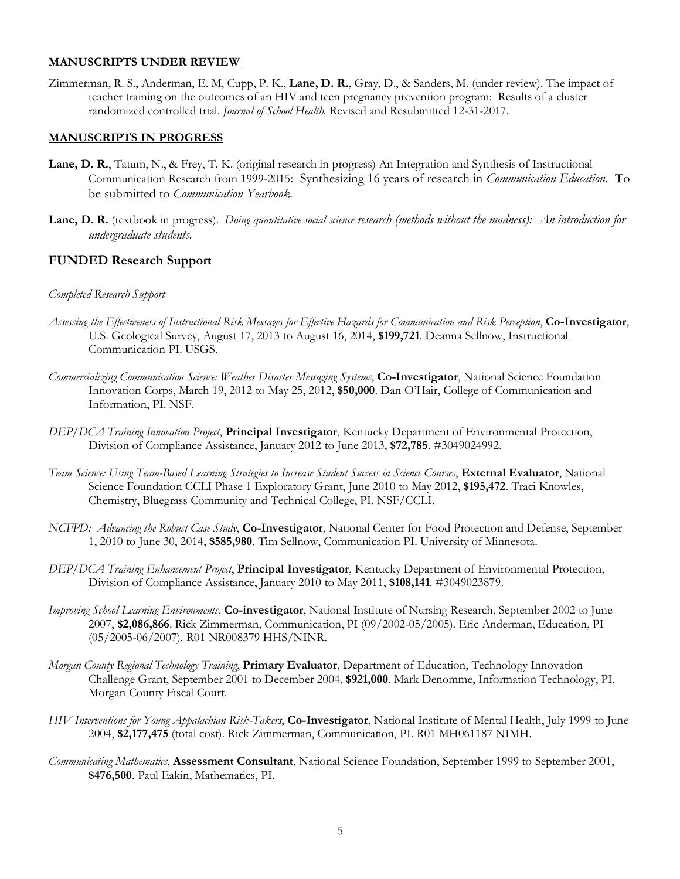## MANUSCRIPTS UNDER REVIEW

Zimmerman, R. S., Anderman, E. M, Cupp, P. K., **Lane, D. R.**, Gray, D., & Sanders, M. (under review). The impact of teacher training on the outcomes of an HIV and teen pregnancy prevention program: Results of a cluster randomized controlled trial. *Journal of School Health.* Revised and Resubmitted 12-31-2017.

## MANUSCRIPTS IN PROGRESS

**Lane, D. R.**, Tatum, N., & Frey, T. K. (original research in progress) An Integration and Synthesis of Instructional Communication Research from 1999-2015: Synthesizing 16 years of research in *Communication Education.* To be submitted to *Communication Yearbook.*

**Lane, D. R.** (textbook in progress). *Doing quantitative social science research (methods without the madness): An introduction for undergraduate students.*

## FUNDED Research Support

*Completed Research Support*

*Assessing the Effectiveness of Instructional Risk Messages for Effective Hazards for Communication and Risk Perception*, **Co-Investigator**, U.S. Geological Survey, August 17, 2013 to August 16, 2014, **$199,721**. Deanna Sellnow, Instructional Communication PI. USGS.

*Commercializing Communication Science: Weather Disaster Messaging Systems*, **Co-Investigator**, National Science Foundation Innovation Corps, March 19, 2012 to May 25, 2012, **$50,000**. Dan O'Hair, College of Communication and Information, PI. NSF.

*DEP/DCA Training Innovation Project*, **Principal Investigator**, Kentucky Department of Environmental Protection, Division of Compliance Assistance, January 2012 to June 2013, **$72,785**. #3049024992.

*Team Science: Using Team-Based Learning Strategies to Increase Student Success in Science Courses*, **External Evaluator**, National Science Foundation CCLI Phase 1 Exploratory Grant, June 2010 to May 2012, **$195,472**. Traci Knowles, Chemistry, Bluegrass Community and Technical College, PI. NSF/CCLI.

*NCFPD: Advancing the Robust Case Study*, **Co-Investigator**, National Center for Food Protection and Defense, September 1, 2010 to June 30, 2014, **$585,980**. Tim Sellnow, Communication PI. University of Minnesota.

*DEP/DCA Training Enhancement Project*, **Principal Investigator**, Kentucky Department of Environmental Protection, Division of Compliance Assistance, January 2010 to May 2011, **$108,141**. #3049023879.

*Improving School Learning Environments*, **Co-investigator**, National Institute of Nursing Research, September 2002 to June 2007, **$2,086,866**. Rick Zimmerman, Communication, PI (09/2002-05/2005). Eric Anderman, Education, PI (05/2005-06/2007). R01 NR008379 HHS/NINR.

*Morgan County Regional Technology Training*, **Primary Evaluator**, Department of Education, Technology Innovation Challenge Grant, September 2001 to December 2004, **$921,000**. Mark Denomme, Information Technology, PI. Morgan County Fiscal Court.

*HIV Interventions for Young Appalachian Risk-Takers*, **Co-Investigator**, National Institute of Mental Health, July 1999 to June 2004, **$2,177,475** (total cost). Rick Zimmerman, Communication, PI. R01 MH061187 NIMH.

*Communicating Mathematics*, **Assessment Consultant**, National Science Foundation, September 1999 to September 2001, **$476,500**. Paul Eakin, Mathematics, PI.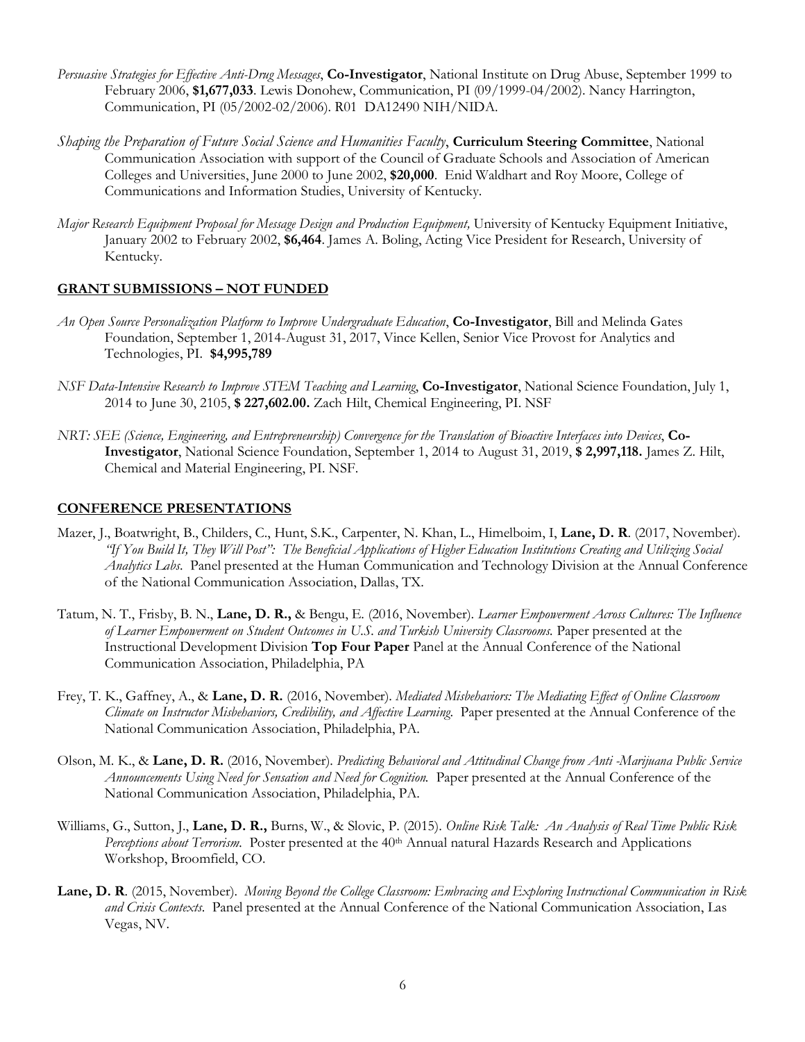*Persuasive Strategies for Effective Anti-Drug Messages*, **Co-Investigator**, National Institute on Drug Abuse, September 1999 to February 2006, **$1,677,033**. Lewis Donohew, Communication, PI (09/1999-04/2002). Nancy Harrington, Communication, PI (05/2002-02/2006). R01 DA12490 NIH/NIDA.

*Shaping the Preparation of Future Social Science and Humanities Faculty*, **Curriculum Steering Committee**, National Communication Association with support of the Council of Graduate Schools and Association of American Colleges and Universities, June 2000 to June 2002, **$20,000**. Enid Waldhart and Roy Moore, College of Communications and Information Studies, University of Kentucky.

*Major Research Equipment Proposal for Message Design and Production Equipment,* University of Kentucky Equipment Initiative, January 2002 to February 2002, **$6,464**. James A. Boling, Acting Vice President for Research, University of Kentucky.

## GRANT SUBMISSIONS – NOT FUNDED

*An Open Source Personalization Platform to Improve Undergraduate Education*, **Co-Investigator**, Bill and Melinda Gates Foundation, September 1, 2014-August 31, 2017, Vince Kellen, Senior Vice Provost for Analytics and Technologies, PI. **$4,995,789**

*NSF Data-Intensive Research to Improve STEM Teaching and Learning*, **Co-Investigator**, National Science Foundation, July 1, 2014 to June 30, 2105, **$ 227,602.00.** Zach Hilt, Chemical Engineering, PI. NSF

*NRT: SEE (Science, Engineering, and Entrepreneurship) Convergence for the Translation of Bioactive Interfaces into Devices*, **Co-Investigator**, National Science Foundation, September 1, 2014 to August 31, 2019, **$ 2,997,118.** James Z. Hilt, Chemical and Material Engineering, PI. NSF.

## CONFERENCE PRESENTATIONS

Mazer, J., Boatwright, B., Childers, C., Hunt, S.K., Carpenter, N. Khan, L., Himelboim, I, **Lane, D. R**. (2017, November). *"If You Build It, They Will Post": The Beneficial Applications of Higher Education Institutions Creating and Utilizing Social Analytics Labs*. Panel presented at the Human Communication and Technology Division at the Annual Conference of the National Communication Association, Dallas, TX.

Tatum, N. T., Frisby, B. N., **Lane, D. R.,** & Bengu, E. (2016, November). *Learner Empowerment Across Cultures: The Influence of Learner Empowerment on Student Outcomes in U.S. and Turkish University Classrooms.* Paper presented at the Instructional Development Division **Top Four Paper** Panel at the Annual Conference of the National Communication Association, Philadelphia, PA

Frey, T. K., Gaffney, A., & **Lane, D. R.** (2016, November). *Mediated Misbehaviors: The Mediating Effect of Online Classroom Climate on Instructor Misbehaviors, Credibility, and Affective Learning.* Paper presented at the Annual Conference of the National Communication Association, Philadelphia, PA.

Olson, M. K., & **Lane, D. R.** (2016, November). *Predicting Behavioral and Attitudinal Change from Anti -Marijuana Public Service Announcements Using Need for Sensation and Need for Cognition.* Paper presented at the Annual Conference of the National Communication Association, Philadelphia, PA.

Williams, G., Sutton, J., **Lane, D. R.,** Burns, W., & Slovic, P. (2015). *Online Risk Talk: An Analysis of Real Time Public Risk Perceptions about Terrorism.* Poster presented at the 40th Annual natural Hazards Research and Applications Workshop, Broomfield, CO.

**Lane, D. R**. (2015, November). *Moving Beyond the College Classroom: Embracing and Exploring Instructional Communication in Risk and Crisis Contexts*. Panel presented at the Annual Conference of the National Communication Association, Las Vegas, NV.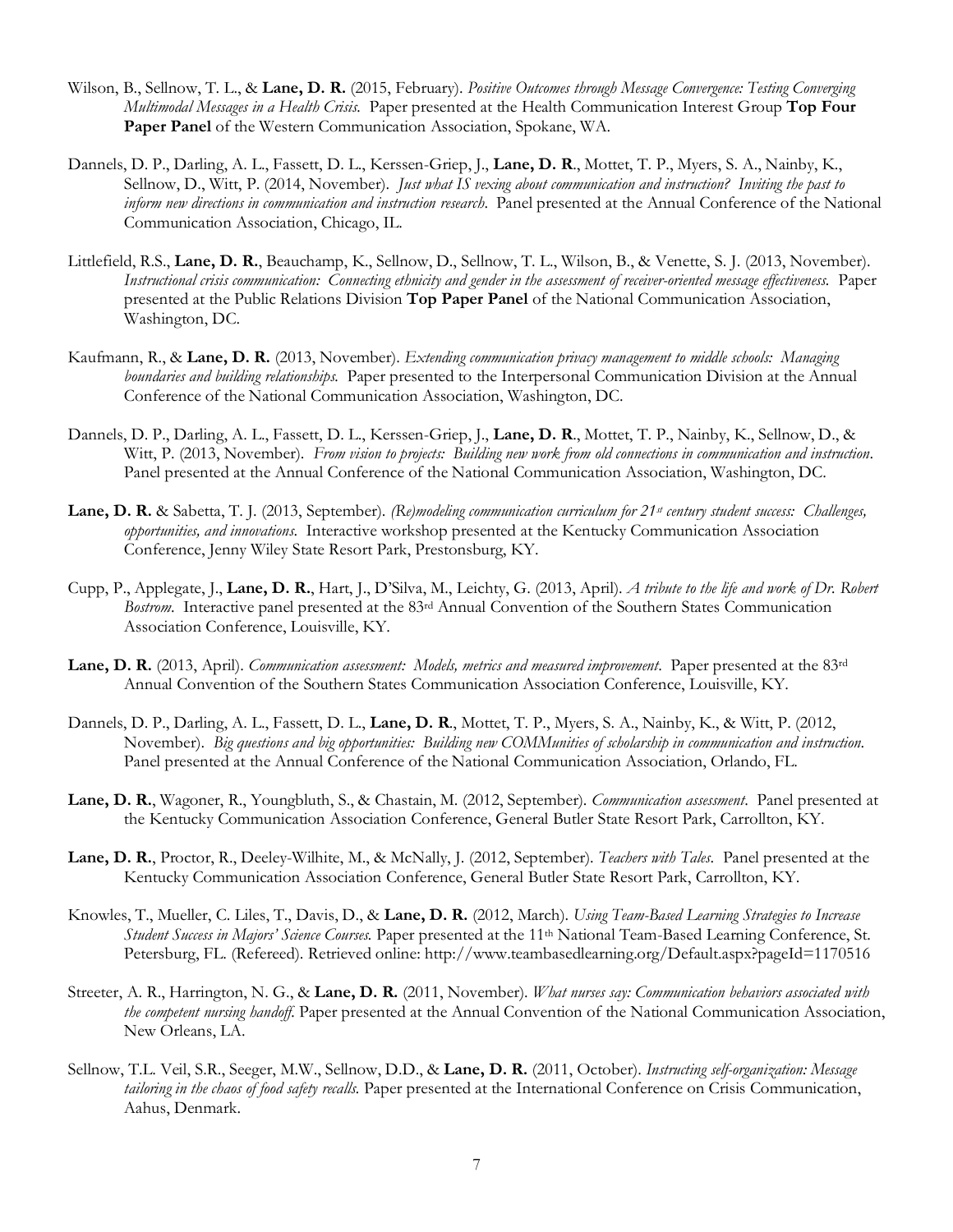Wilson, B., Sellnow, T. L., & **Lane, D. R.** (2015, February). *Positive Outcomes through Message Convergence: Testing Converging Multimodal Messages in a Health Crisis.* Paper presented at the Health Communication Interest Group **Top Four Paper Panel** of the Western Communication Association, Spokane, WA.

Dannels, D. P., Darling, A. L., Fassett, D. L., Kerssen-Griep, J., **Lane, D. R**., Mottet, T. P., Myers, S. A., Nainby, K., Sellnow, D., Witt, P. (2014, November). *Just what IS vexing about communication and instruction? Inviting the past to inform new directions in communication and instruction research.* Panel presented at the Annual Conference of the National Communication Association, Chicago, IL.

Littlefield, R.S., **Lane, D. R.**, Beauchamp, K., Sellnow, D., Sellnow, T. L., Wilson, B., & Venette, S. J. (2013, November). *Instructional crisis communication: Connecting ethnicity and gender in the assessment of receiver-oriented message effectiveness.* Paper presented at the Public Relations Division **Top Paper Panel** of the National Communication Association, Washington, DC.

Kaufmann, R., & **Lane, D. R.** (2013, November). *Extending communication privacy management to middle schools: Managing boundaries and building relationships.* Paper presented to the Interpersonal Communication Division at the Annual Conference of the National Communication Association, Washington, DC.

Dannels, D. P., Darling, A. L., Fassett, D. L., Kerssen-Griep, J., **Lane, D. R**., Mottet, T. P., Nainby, K., Sellnow, D., & Witt, P. (2013, November). *From vision to projects: Building new work from old connections in communication and instruction*. Panel presented at the Annual Conference of the National Communication Association, Washington, DC.

**Lane, D. R.** & Sabetta, T. J. (2013, September). *(Re)modeling communication curriculum for 21st century student success: Challenges, opportunities, and innovations.* Interactive workshop presented at the Kentucky Communication Association Conference, Jenny Wiley State Resort Park, Prestonsburg, KY.

Cupp, P., Applegate, J., **Lane, D. R.**, Hart, J., D'Silva, M., Leichty, G. (2013, April). *A tribute to the life and work of Dr. Robert Bostrom.* Interactive panel presented at the 83rd Annual Convention of the Southern States Communication Association Conference, Louisville, KY.

**Lane, D. R.** (2013, April). *Communication assessment: Models, metrics and measured improvement*. Paper presented at the 83rd Annual Convention of the Southern States Communication Association Conference, Louisville, KY.

Dannels, D. P., Darling, A. L., Fassett, D. L., **Lane, D. R**., Mottet, T. P., Myers, S. A., Nainby, K., & Witt, P. (2012, November). *Big questions and big opportunities: Building new COMMunities of scholarship in communication and instruction.* Panel presented at the Annual Conference of the National Communication Association, Orlando, FL.

**Lane, D. R.**, Wagoner, R., Youngbluth, S., & Chastain, M. (2012, September). *Communication assessment*. Panel presented at the Kentucky Communication Association Conference, General Butler State Resort Park, Carrollton, KY.

**Lane, D. R.**, Proctor, R., Deeley-Wilhite, M., & McNally, J. (2012, September). *Teachers with Tales*. Panel presented at the Kentucky Communication Association Conference, General Butler State Resort Park, Carrollton, KY.

Knowles, T., Mueller, C. Liles, T., Davis, D., & **Lane, D. R.** (2012, March). *Using Team-Based Learning Strategies to Increase Student Success in Majors' Science Courses.* Paper presented at the 11th National Team-Based Learning Conference, St. Petersburg, FL. (Refereed). Retrieved online: http://www.teambasedlearning.org/Default.aspx?pageId=1170516

Streeter, A. R., Harrington, N. G., & **Lane, D. R.** (2011, November). *What nurses say: Communication behaviors associated with the competent nursing handoff.* Paper presented at the Annual Convention of the National Communication Association, New Orleans, LA.

Sellnow, T.L. Veil, S.R., Seeger, M.W., Sellnow, D.D., & **Lane, D. R.** (2011, October). *Instructing self-organization: Message tailoring in the chaos of food safety recalls.* Paper presented at the International Conference on Crisis Communication, Aahus, Denmark.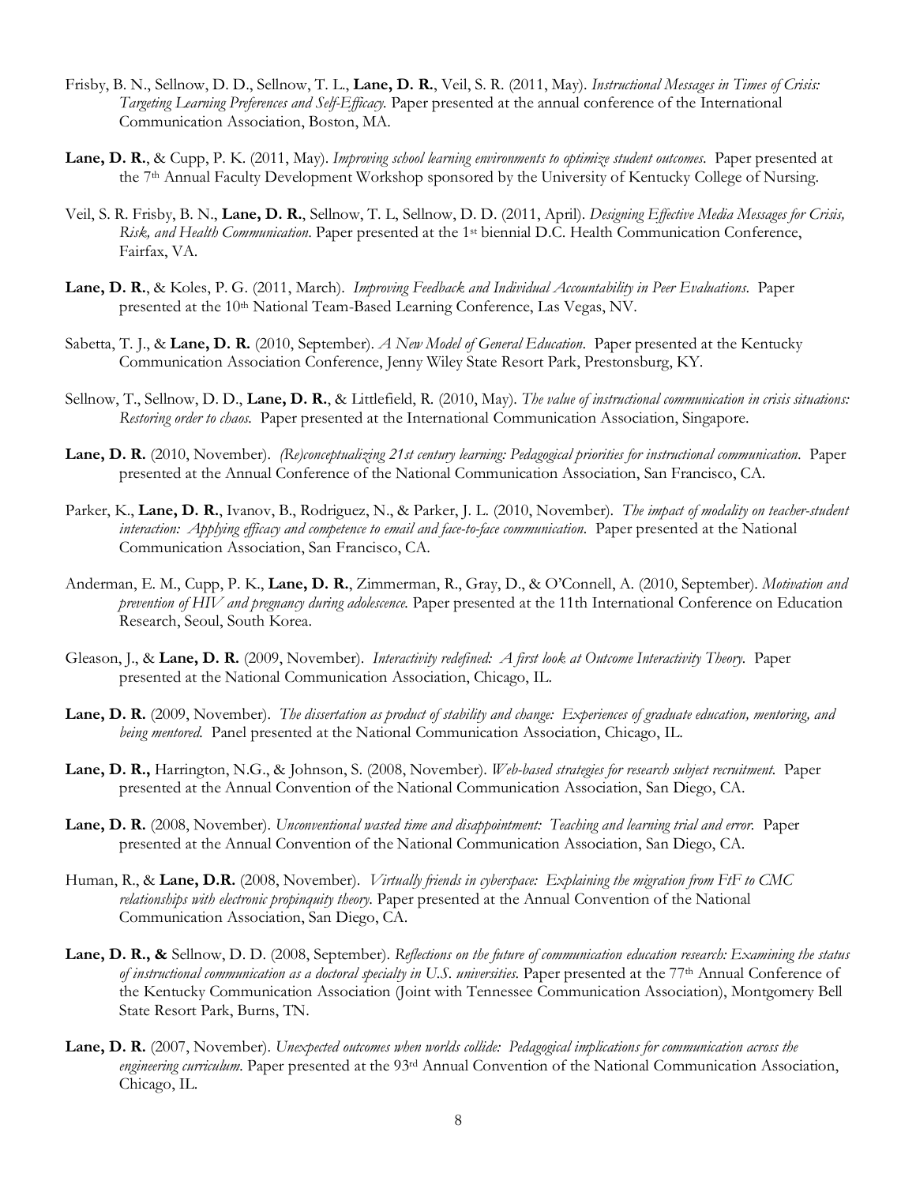Frisby, B. N., Sellnow, D. D., Sellnow, T. L., **Lane, D. R.**, Veil, S. R. (2011, May). *Instructional Messages in Times of Crisis: Targeting Learning Preferences and Self-Efficacy.* Paper presented at the annual conference of the International Communication Association, Boston, MA.

**Lane, D. R.**, & Cupp, P. K. (2011, May). *Improving school learning environments to optimize student outcomes*. Paper presented at the 7th Annual Faculty Development Workshop sponsored by the University of Kentucky College of Nursing.

Veil, S. R. Frisby, B. N., **Lane, D. R.**, Sellnow, T. L, Sellnow, D. D. (2011, April). *Designing Effective Media Messages for Crisis, Risk, and Health Communication*. Paper presented at the 1st biennial D.C. Health Communication Conference, Fairfax, VA.

**Lane, D. R.**, & Koles, P. G. (2011, March). *Improving Feedback and Individual Accountability in Peer Evaluations*. Paper presented at the 10th National Team-Based Learning Conference, Las Vegas, NV.

Sabetta, T. J., & **Lane, D. R.** (2010, September). *A New Model of General Education*. Paper presented at the Kentucky Communication Association Conference, Jenny Wiley State Resort Park, Prestonsburg, KY.

Sellnow, T., Sellnow, D. D., **Lane, D. R.**, & Littlefield, R. (2010, May). *The value of instructional communication in crisis situations: Restoring order to chaos*. Paper presented at the International Communication Association, Singapore.

**Lane, D. R.** (2010, November). *(Re)conceptualizing 21st century learning: Pedagogical priorities for instructional communication*. Paper presented at the Annual Conference of the National Communication Association, San Francisco, CA.

Parker, K., **Lane, D. R.**, Ivanov, B., Rodriguez, N., & Parker, J. L. (2010, November). *The impact of modality on teacher-student interaction: Applying efficacy and competence to email and face-to-face communication*. Paper presented at the National Communication Association, San Francisco, CA.

Anderman, E. M., Cupp, P. K., **Lane, D. R.**, Zimmerman, R., Gray, D., & O'Connell, A. (2010, September). *Motivation and prevention of HIV and pregnancy during adolescence.* Paper presented at the 11th International Conference on Education Research, Seoul, South Korea.

Gleason, J., & **Lane, D. R.** (2009, November). *Interactivity redefined: A first look at Outcome Interactivity Theory.* Paper presented at the National Communication Association, Chicago, IL.

**Lane, D. R.** (2009, November). *The dissertation as product of stability and change: Experiences of graduate education, mentoring, and being mentored.* Panel presented at the National Communication Association, Chicago, IL.

**Lane, D. R.,** Harrington, N.G., & Johnson, S. (2008, November). *Web-based strategies for research subject recruitment.* Paper presented at the Annual Convention of the National Communication Association, San Diego, CA.

**Lane, D. R.** (2008, November). *Unconventional wasted time and disappointment: Teaching and learning trial and error.* Paper presented at the Annual Convention of the National Communication Association, San Diego, CA.

Human, R., & **Lane, D.R.** (2008, November). *Virtually friends in cyberspace: Explaining the migration from FtF to CMC relationships with electronic propinquity theory.* Paper presented at the Annual Convention of the National Communication Association, San Diego, CA.

**Lane, D. R., &** Sellnow, D. D. (2008, September). *Reflections on the future of communication education research: Examining the status of instructional communication as a doctoral specialty in U.S. universities.* Paper presented at the 77th Annual Conference of the Kentucky Communication Association (Joint with Tennessee Communication Association), Montgomery Bell State Resort Park, Burns, TN.

**Lane, D. R.** (2007, November). *Unexpected outcomes when worlds collide: Pedagogical implications for communication across the engineering curriculum.* Paper presented at the 93rd Annual Convention of the National Communication Association, Chicago, IL.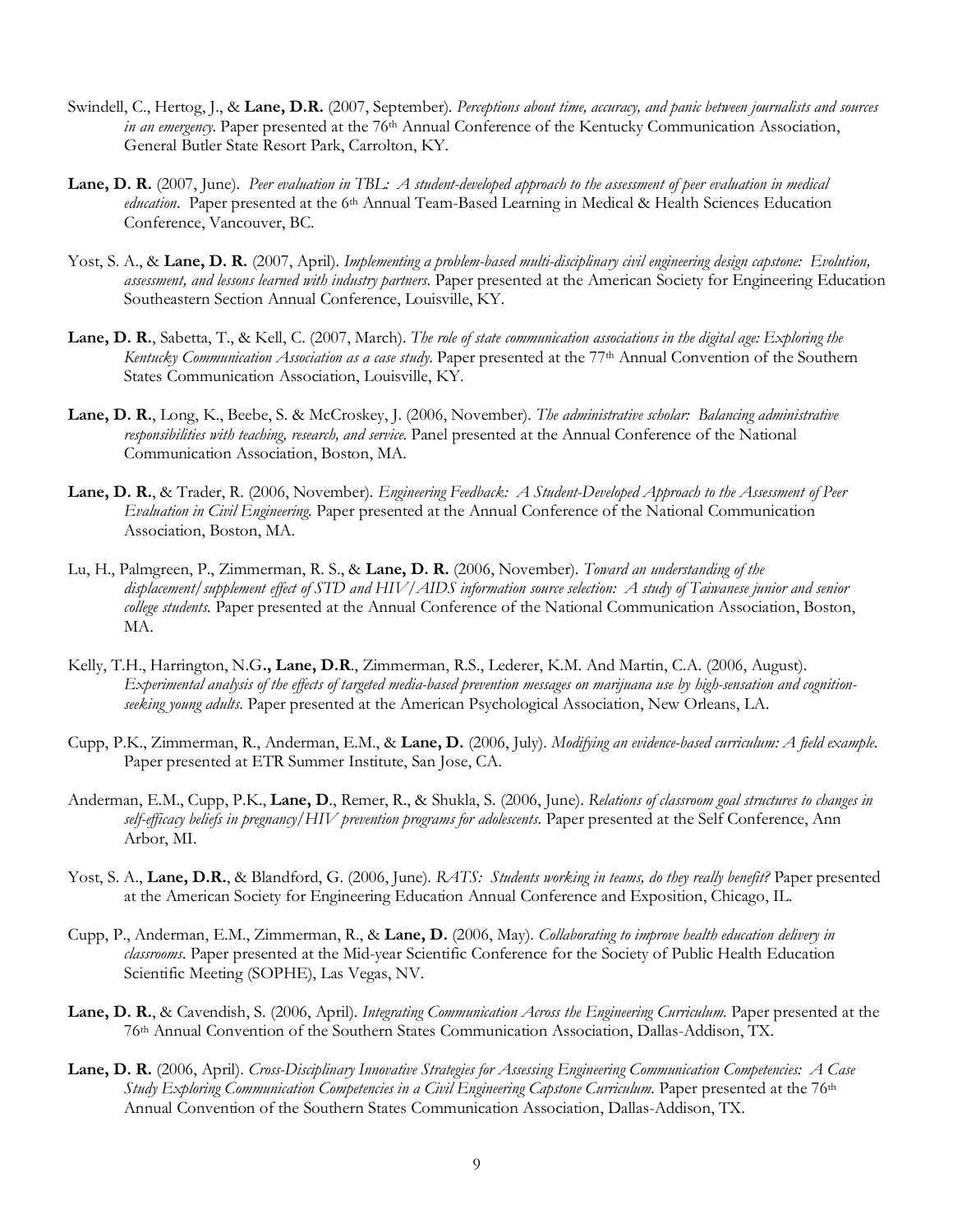Swindell, C., Hertog, J., & **Lane, D.R.** (2007, September). *Perceptions about time, accuracy, and panic between journalists and sources in an emergency*. Paper presented at the 76th Annual Conference of the Kentucky Communication Association, General Butler State Resort Park, Carrolton, KY.

**Lane, D. R.** (2007, June). *Peer evaluation in TBL: A student-developed approach to the assessment of peer evaluation in medical education*. Paper presented at the 6th Annual Team-Based Learning in Medical & Health Sciences Education Conference, Vancouver, BC.

Yost, S. A., & **Lane, D. R.** (2007, April). *Implementing a problem-based multi-disciplinary civil engineering design capstone: Evolution, assessment, and lessons learned with industry partners*. Paper presented at the American Society for Engineering Education Southeastern Section Annual Conference, Louisville, KY.

**Lane, D. R.**, Sabetta, T., & Kell, C. (2007, March). *The role of state communication associations in the digital age: Exploring the Kentucky Communication Association as a case study*. Paper presented at the 77th Annual Convention of the Southern States Communication Association, Louisville, KY.

**Lane, D. R.**, Long, K., Beebe, S. & McCroskey, J. (2006, November). *The administrative scholar: Balancing administrative responsibilities with teaching, research, and service*. Panel presented at the Annual Conference of the National Communication Association, Boston, MA.

**Lane, D. R.**, & Trader, R. (2006, November). *Engineering Feedback: A Student-Developed Approach to the Assessment of Peer Evaluation in Civil Engineering*. Paper presented at the Annual Conference of the National Communication Association, Boston, MA.

Lu, H., Palmgreen, P., Zimmerman, R. S., & **Lane, D. R.** (2006, November). *Toward an understanding of the displacement/supplement effect of STD and HIV/AIDS information source selection: A study of Taiwanese junior and senior college students*. Paper presented at the Annual Conference of the National Communication Association, Boston, MA.

Kelly, T.H., Harrington, N.G**., Lane, D.R**., Zimmerman, R.S., Lederer, K.M. And Martin, C.A. (2006, August). *Experimental analysis of the effects of targeted media-based prevention messages on marijuana use by high-sensation and cognition-seeking young adults*. Paper presented at the American Psychological Association, New Orleans, LA.

Cupp, P.K., Zimmerman, R., Anderman, E.M., & **Lane, D.** (2006, July). *Modifying an evidence-based curriculum: A field example*. Paper presented at ETR Summer Institute, San Jose, CA.

Anderman, E.M., Cupp, P.K., **Lane, D**., Remer, R., & Shukla, S. (2006, June). *Relations of classroom goal structures to changes in self-efficacy beliefs in pregnancy/HIV prevention programs for adolescents*. Paper presented at the Self Conference, Ann Arbor, MI.

Yost, S. A., **Lane, D.R.**, & Blandford, G. (2006, June). *RATS: Students working in teams, do they really benefit?* Paper presented at the American Society for Engineering Education Annual Conference and Exposition, Chicago, IL.

Cupp, P., Anderman, E.M., Zimmerman, R., & **Lane, D.** (2006, May). *Collaborating to improve health education delivery in classrooms*. Paper presented at the Mid-year Scientific Conference for the Society of Public Health Education Scientific Meeting (SOPHE), Las Vegas, NV.

**Lane, D. R.**, & Cavendish, S. (2006, April). *Integrating Communication Across the Engineering Curriculum*. Paper presented at the 76th Annual Convention of the Southern States Communication Association, Dallas-Addison, TX.

**Lane, D. R.** (2006, April). *Cross-Disciplinary Innovative Strategies for Assessing Engineering Communication Competencies: A Case Study Exploring Communication Competencies in a Civil Engineering Capstone Curriculum*. Paper presented at the 76th Annual Convention of the Southern States Communication Association, Dallas-Addison, TX.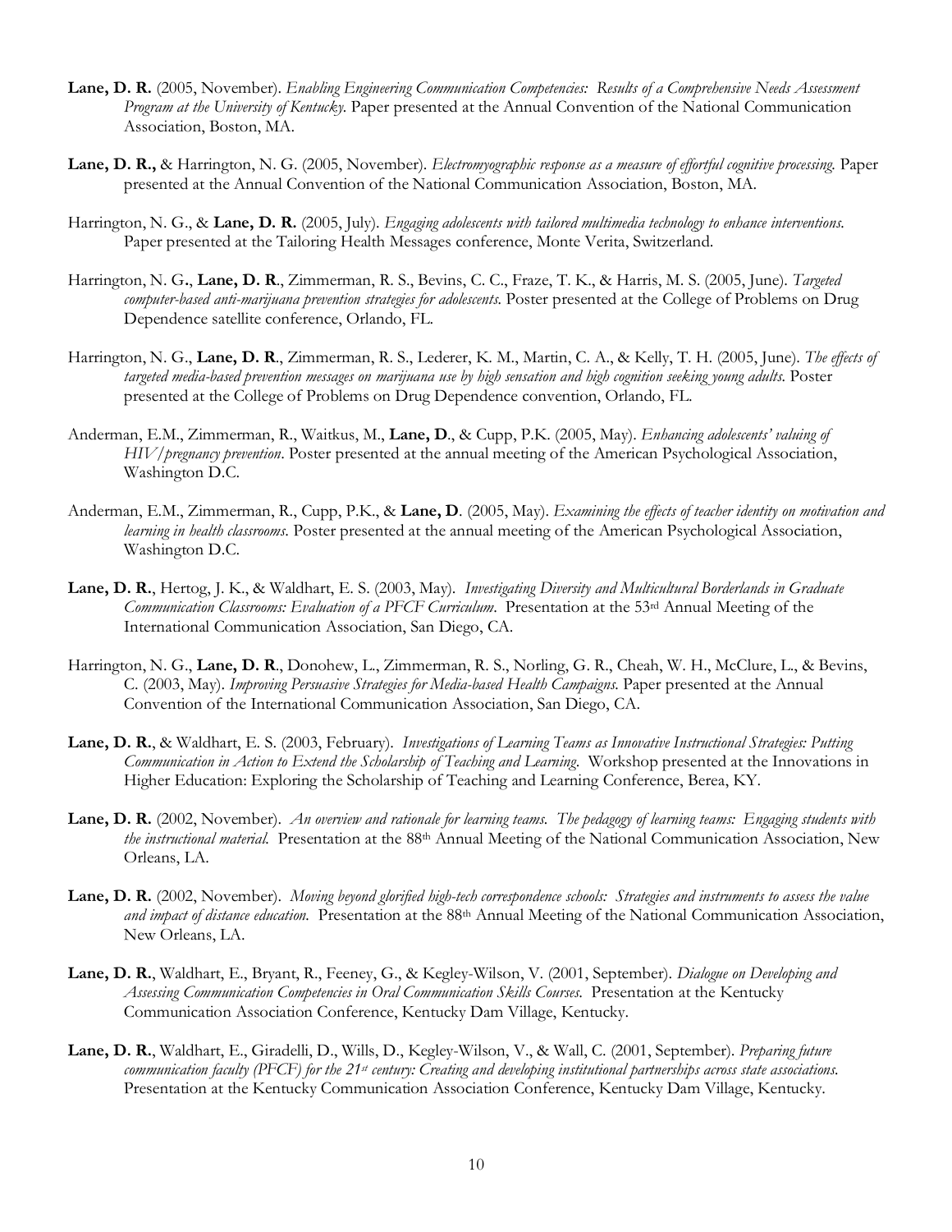**Lane, D. R.** (2005, November). *Enabling Engineering Communication Competencies: Results of a Comprehensive Needs Assessment Program at the University of Kentucky.* Paper presented at the Annual Convention of the National Communication Association, Boston, MA.

**Lane, D. R.,** & Harrington, N. G. (2005, November). *Electromyographic response as a measure of effortful cognitive processing.* Paper presented at the Annual Convention of the National Communication Association, Boston, MA.

Harrington, N. G., & **Lane, D. R.** (2005, July). *Engaging adolescents with tailored multimedia technology to enhance interventions.* Paper presented at the Tailoring Health Messages conference, Monte Verita, Switzerland.

Harrington, N. G., **Lane, D. R**., Zimmerman, R. S., Bevins, C. C., Fraze, T. K., & Harris, M. S. (2005, June). *Targeted computer-based anti-marijuana prevention strategies for adolescents.* Poster presented at the College of Problems on Drug Dependence satellite conference, Orlando, FL.

Harrington, N. G., **Lane, D. R**., Zimmerman, R. S., Lederer, K. M., Martin, C. A., & Kelly, T. H. (2005, June). *The effects of targeted media-based prevention messages on marijuana use by high sensation and high cognition seeking young adults.* Poster presented at the College of Problems on Drug Dependence convention, Orlando, FL.

Anderman, E.M., Zimmerman, R., Waitkus, M., **Lane, D**., & Cupp, P.K. (2005, May). *Enhancing adolescents' valuing of HIV/pregnancy prevention*. Poster presented at the annual meeting of the American Psychological Association, Washington D.C.

Anderman, E.M., Zimmerman, R., Cupp, P.K., & **Lane, D**. (2005, May). *Examining the effects of teacher identity on motivation and learning in health classrooms.* Poster presented at the annual meeting of the American Psychological Association, Washington D.C.

**Lane, D. R.**, Hertog, J. K., & Waldhart, E. S. (2003, May). *Investigating Diversity and Multicultural Borderlands in Graduate Communication Classrooms: Evaluation of a PFCF Curriculum*. Presentation at the 53rd Annual Meeting of the International Communication Association, San Diego, CA.

Harrington, N. G., **Lane, D. R**., Donohew, L., Zimmerman, R. S., Norling, G. R., Cheah, W. H., McClure, L., & Bevins, C. (2003, May). *Improving Persuasive Strategies for Media-based Health Campaigns.* Paper presented at the Annual Convention of the International Communication Association, San Diego, CA.

**Lane, D. R.**, & Waldhart, E. S. (2003, February). *Investigations of Learning Teams as Innovative Instructional Strategies: Putting Communication in Action to Extend the Scholarship of Teaching and Learning.* Workshop presented at the Innovations in Higher Education: Exploring the Scholarship of Teaching and Learning Conference, Berea, KY.

**Lane, D. R.** (2002, November). *An overview and rationale for learning teams. The pedagogy of learning teams: Engaging students with the instructional material.* Presentation at the 88th Annual Meeting of the National Communication Association, New Orleans, LA.

**Lane, D. R.** (2002, November). *Moving beyond glorified high-tech correspondence schools: Strategies and instruments to assess the value and impact of distance education.* Presentation at the 88th Annual Meeting of the National Communication Association, New Orleans, LA.

**Lane, D. R.**, Waldhart, E., Bryant, R., Feeney, G., & Kegley-Wilson, V. (2001, September). *Dialogue on Developing and Assessing Communication Competencies in Oral Communication Skills Courses.* Presentation at the Kentucky Communication Association Conference, Kentucky Dam Village, Kentucky.

**Lane, D. R.**, Waldhart, E., Giradelli, D., Wills, D., Kegley-Wilson, V., & Wall, C. (2001, September). *Preparing future communication faculty (PFCF) for the 21st century: Creating and developing institutional partnerships across state associations.* Presentation at the Kentucky Communication Association Conference, Kentucky Dam Village, Kentucky.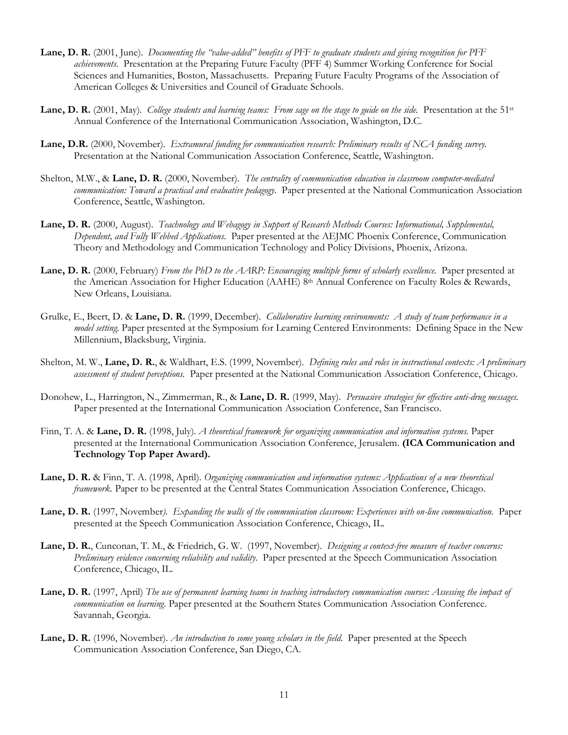**Lane, D. R.** (2001, June). *Documenting the "value-added" benefits of PFF to graduate students and giving recognition for PFF achievements*. Presentation at the Preparing Future Faculty (PFF 4) Summer Working Conference for Social Sciences and Humanities, Boston, Massachusetts. Preparing Future Faculty Programs of the Association of American Colleges & Universities and Council of Graduate Schools.

**Lane, D. R.** (2001, May). *College students and learning teams: From sage on the stage to guide on the side.* Presentation at the 51st Annual Conference of the International Communication Association, Washington, D.C.

**Lane, D.R.** (2000, November). *Extramural funding for communication research: Preliminary results of NCA funding survey.* Presentation at the National Communication Association Conference, Seattle, Washington.

Shelton, M.W., & **Lane, D. R.** (2000, November). *The centrality of communication education in classroom computer-mediated communication: Toward a practical and evaluative pedagogy.* Paper presented at the National Communication Association Conference, Seattle, Washington.

**Lane, D. R.** (2000, August). *Teachnology and Webagogy in Support of Research Methods Courses: Informational, Supplemental, Dependent, and Fully Webbed Applications*. Paper presented at the AEJMC Phoenix Conference, Communication Theory and Methodology and Communication Technology and Policy Divisions, Phoenix, Arizona.

**Lane, D. R.** (2000, February) *From the PhD to the AARP: Encouraging multiple forms of scholarly excellence.* Paper presented at the American Association for Higher Education (AAHE) 8th Annual Conference on Faculty Roles & Rewards, New Orleans, Louisiana.

Grulke, E., Beert, D. & **Lane, D. R.** (1999, December). *Collaborative learning environments: A study of team performance in a model setting.* Paper presented at the Symposium for Learning Centered Environments: Defining Space in the New Millennium, Blacksburg, Virginia.

Shelton, M. W., **Lane, D. R.**, & Waldhart, E.S. (1999, November). *Defining rules and roles in instructional contexts: A preliminary assessment of student perceptions.* Paper presented at the National Communication Association Conference, Chicago.

Donohew, L., Harrington, N., Zimmerman, R., & **Lane, D. R.** (1999, May). *Persuasive strategies for effective anti-drug messages.* Paper presented at the International Communication Association Conference, San Francisco.

Finn, T. A. & **Lane, D. R.** (1998, July). *A theoretical framework for organizing communication and information systems.* Paper presented at the International Communication Association Conference, Jerusalem. **(ICA Communication and Technology Top Paper Award).**

**Lane, D. R.** & Finn, T. A. (1998, April). *Organizing communication and information systems: Applications of a new theoretical framework.* Paper to be presented at the Central States Communication Association Conference, Chicago.

**Lane, D. R.** (1997, November*). Expanding the walls of the communication classroom: Experiences with on-line communication.* Paper presented at the Speech Communication Association Conference, Chicago, IL.

**Lane, D. R.**, Cunconan, T. M., & Friedrich, G. W. (1997, November). *Designing a context-free measure of teacher concerns: Preliminary evidence concerning reliability and validity.* Paper presented at the Speech Communication Association Conference, Chicago, IL.

**Lane, D. R.** (1997, April) *The use of permanent learning teams in teaching introductory communication courses: Assessing the impact of communication on learning.* Paper presented at the Southern States Communication Association Conference. Savannah, Georgia.

**Lane, D. R.** (1996, November). *An introduction to some young scholars in the field.* Paper presented at the Speech Communication Association Conference, San Diego, CA.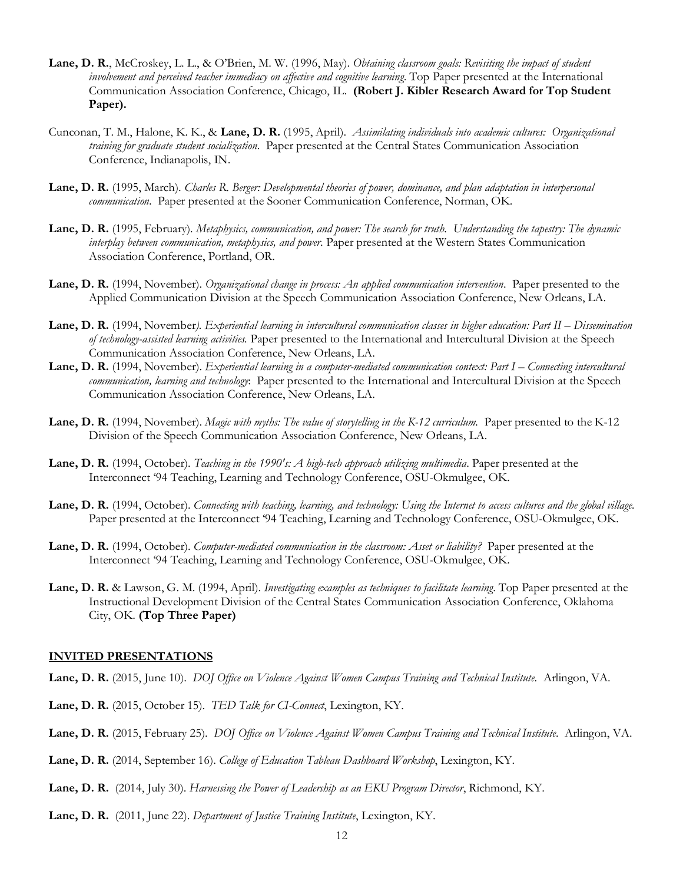**Lane, D. R.**, McCroskey, L. L., & O'Brien, M. W. (1996, May). *Obtaining classroom goals: Revisiting the impact of student involvement and perceived teacher immediacy on affective and cognitive learning*. Top Paper presented at the International Communication Association Conference, Chicago, IL. **(Robert J. Kibler Research Award for Top Student Paper).**

Cunconan, T. M., Halone, K. K., & **Lane, D. R.** (1995, April). *Assimilating individuals into academic cultures: Organizational training for graduate student socialization*. Paper presented at the Central States Communication Association Conference, Indianapolis, IN.

**Lane, D. R.** (1995, March). *Charles R. Berger: Developmental theories of power, dominance, and plan adaptation in interpersonal communication*. Paper presented at the Sooner Communication Conference, Norman, OK.

**Lane, D. R.** (1995, February). *Metaphysics, communication, and power: The search for truth. Understanding the tapestry: The dynamic interplay between communication, metaphysics, and power*. Paper presented at the Western States Communication Association Conference, Portland, OR.

**Lane, D. R.** (1994, November). *Organizational change in process: An applied communication intervention*. Paper presented to the Applied Communication Division at the Speech Communication Association Conference, New Orleans, LA.

**Lane, D. R.** (1994, November*). Experiential learning in intercultural communication classes in higher education: Part II – Dissemination of technology-assisted learning activities.* Paper presented to the International and Intercultural Division at the Speech Communication Association Conference, New Orleans, LA.

**Lane, D. R.** (1994, November). *Experiential learning in a computer-mediated communication context: Part I – Connecting intercultural communication, learning and technology*: Paper presented to the International and Intercultural Division at the Speech Communication Association Conference, New Orleans, LA.

**Lane, D. R.** (1994, November). *Magic with myths: The value of storytelling in the K-12 curriculum.* Paper presented to the K-12 Division of the Speech Communication Association Conference, New Orleans, LA.

**Lane, D. R.** (1994, October). *Teaching in the 1990's: A high-tech approach utilizing multimedia*. Paper presented at the Interconnect '94 Teaching, Learning and Technology Conference, OSU-Okmulgee, OK.

**Lane, D. R.** (1994, October). *Connecting with teaching, learning, and technology: Using the Internet to access cultures and the global village*. Paper presented at the Interconnect '94 Teaching, Learning and Technology Conference, OSU-Okmulgee, OK.

**Lane, D. R.** (1994, October). *Computer-mediated communication in the classroom: Asset or liability?* Paper presented at the Interconnect '94 Teaching, Learning and Technology Conference, OSU-Okmulgee, OK.

**Lane, D. R.** & Lawson, G. M. (1994, April). *Investigating examples as techniques to facilitate learning*. Top Paper presented at the Instructional Development Division of the Central States Communication Association Conference, Oklahoma City, OK. **(Top Three Paper)**

## INVITED PRESENTATIONS

**Lane, D. R.** (2015, June 10). *DOJ Office on Violence Against Women Campus Training and Technical Institute*. Arlingon, VA.

**Lane, D. R.** (2015, October 15). *TED Talk for CI-Connect*, Lexington, KY.

**Lane, D. R.** (2015, February 25). *DOJ Office on Violence Against Women Campus Training and Technical Institute*. Arlingon, VA.

**Lane, D. R.** (2014, September 16). *College of Education Tableau Dashboard Workshop*, Lexington, KY.

**Lane, D. R.** (2014, July 30). *Harnessing the Power of Leadership as an EKU Program Director*, Richmond, KY.

**Lane, D. R.** (2011, June 22). *Department of Justice Training Institute*, Lexington, KY.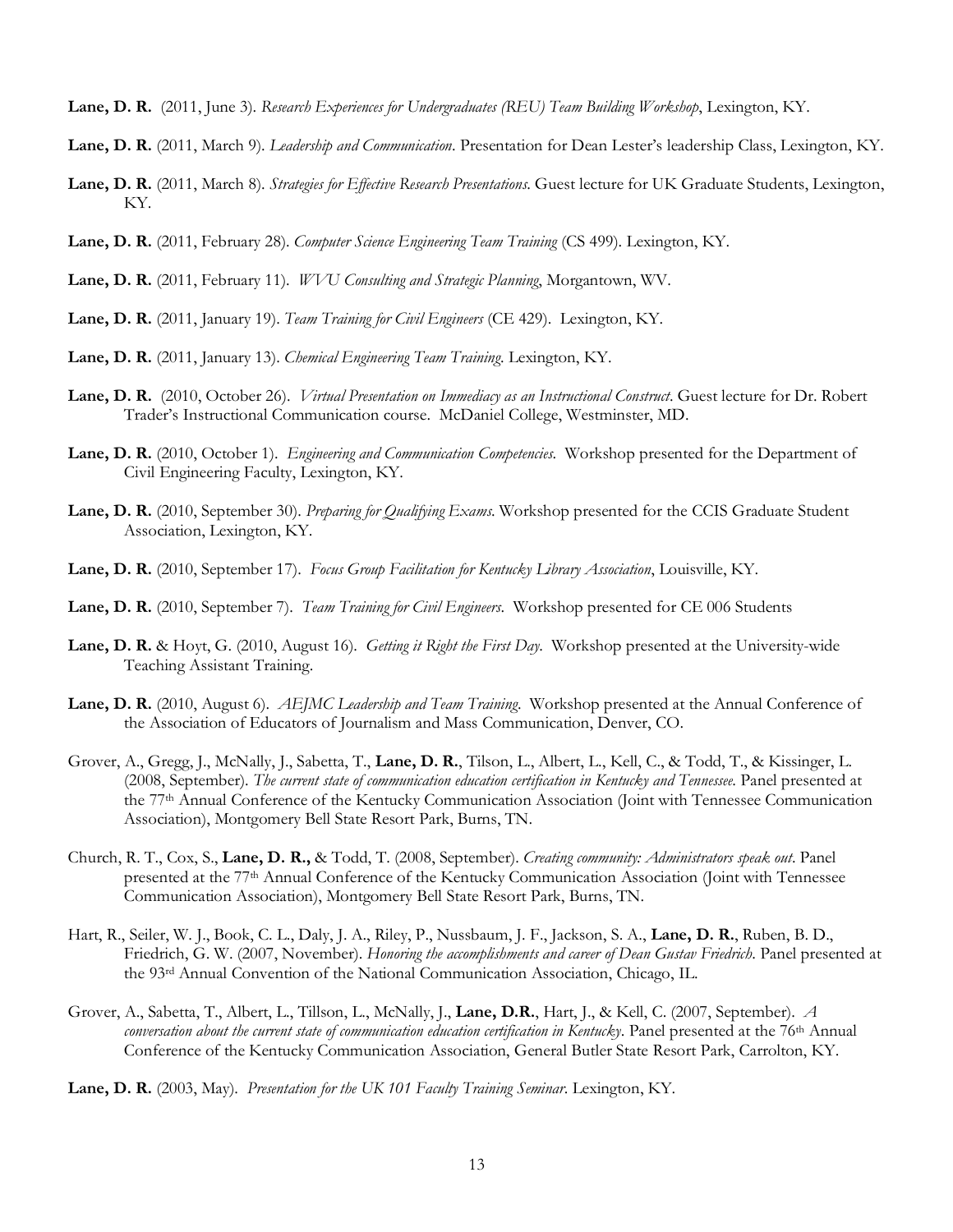**Lane, D. R.** (2011, June 3). *Research Experiences for Undergraduates (REU) Team Building Workshop*, Lexington, KY.

**Lane, D. R.** (2011, March 9). *Leadership and Communication*. Presentation for Dean Lester's leadership Class, Lexington, KY.

**Lane, D. R.** (2011, March 8). *Strategies for Effective Research Presentations*. Guest lecture for UK Graduate Students, Lexington, KY.

**Lane, D. R.** (2011, February 28). *Computer Science Engineering Team Training* (CS 499). Lexington, KY.

**Lane, D. R.** (2011, February 11). *WVU Consulting and Strategic Planning*, Morgantown, WV.

**Lane, D. R.** (2011, January 19). *Team Training for Civil Engineers* (CE 429). Lexington, KY.

**Lane, D. R.** (2011, January 13). *Chemical Engineering Team Training*. Lexington, KY.

**Lane, D. R.** (2010, October 26). *Virtual Presentation on Immediacy as an Instructional Construct*. Guest lecture for Dr. Robert Trader's Instructional Communication course. McDaniel College, Westminster, MD.

**Lane, D. R.** (2010, October 1). *Engineering and Communication Competencies*. Workshop presented for the Department of Civil Engineering Faculty, Lexington, KY.

**Lane, D. R.** (2010, September 30). *Preparing for Qualifying Exams*. Workshop presented for the CCIS Graduate Student Association, Lexington, KY.

**Lane, D. R.** (2010, September 17). *Focus Group Facilitation for Kentucky Library Association*, Louisville, KY.

**Lane, D. R.** (2010, September 7). *Team Training for Civil Engineers*. Workshop presented for CE 006 Students

**Lane, D. R.** & Hoyt, G. (2010, August 16). *Getting it Right the First Day*. Workshop presented at the University-wide Teaching Assistant Training.

**Lane, D. R.** (2010, August 6). *AEJMC Leadership and Team Training*. Workshop presented at the Annual Conference of the Association of Educators of Journalism and Mass Communication, Denver, CO.

Grover, A., Gregg, J., McNally, J., Sabetta, T., **Lane, D. R.**, Tilson, L., Albert, L., Kell, C., & Todd, T., & Kissinger, L. (2008, September). *The current state of communication education certification in Kentucky and Tennessee*. Panel presented at the 77th Annual Conference of the Kentucky Communication Association (Joint with Tennessee Communication Association), Montgomery Bell State Resort Park, Burns, TN.

Church, R. T., Cox, S., **Lane, D. R.,** & Todd, T. (2008, September). *Creating community: Administrators speak out*. Panel presented at the 77th Annual Conference of the Kentucky Communication Association (Joint with Tennessee Communication Association), Montgomery Bell State Resort Park, Burns, TN.

Hart, R., Seiler, W. J., Book, C. L., Daly, J. A., Riley, P., Nussbaum, J. F., Jackson, S. A., **Lane, D. R.**, Ruben, B. D., Friedrich, G. W. (2007, November). *Honoring the accomplishments and career of Dean Gustav Friedrich*. Panel presented at the 93rd Annual Convention of the National Communication Association, Chicago, IL.

Grover, A., Sabetta, T., Albert, L., Tillson, L., McNally, J., **Lane, D.R.**, Hart, J., & Kell, C. (2007, September). *A conversation about the current state of communication education certification in Kentucky*. Panel presented at the 76th Annual Conference of the Kentucky Communication Association, General Butler State Resort Park, Carrolton, KY.

**Lane, D. R.** (2003, May). *Presentation for the UK 101 Faculty Training Seminar*. Lexington, KY.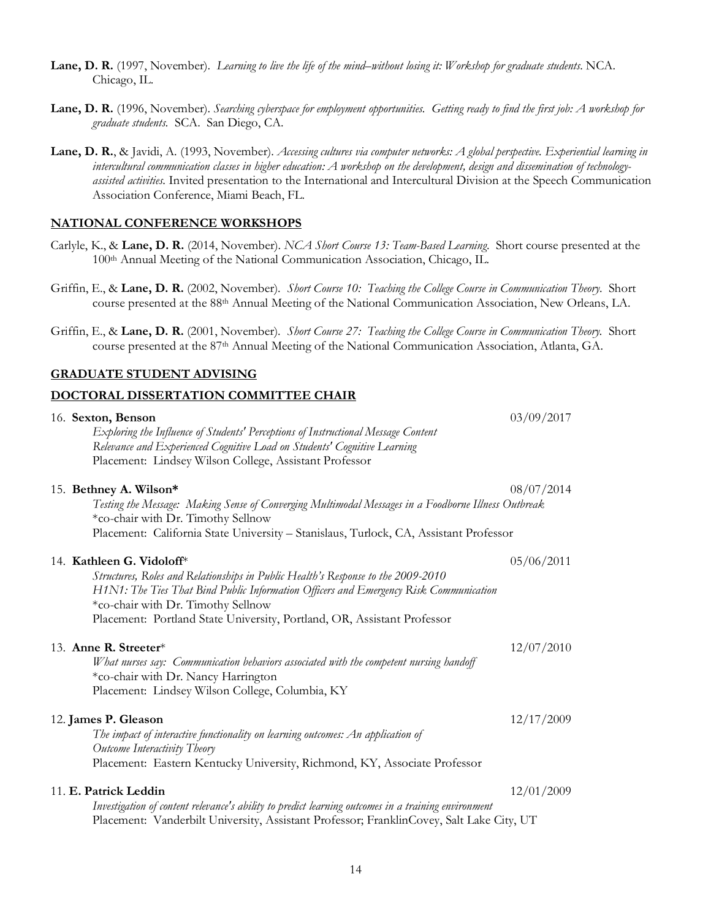**Lane, D. R.** (1997, November). *Learning to live the life of the mind–without losing it: Workshop for graduate students*. NCA. Chicago, IL.

**Lane, D. R.** (1996, November). *Searching cyberspace for employment opportunities. Getting ready to find the first job: A workshop for graduate students*. SCA. San Diego, CA.

**Lane, D. R.**, & Javidi, A. (1993, November). *Accessing cultures via computer networks: A global perspective. Experiential learning in intercultural communication classes in higher education: A workshop on the development, design and dissemination of technology-assisted activities.* Invited presentation to the International and Intercultural Division at the Speech Communication Association Conference, Miami Beach, FL.

## NATIONAL CONFERENCE WORKSHOPS

Carlyle, K., & **Lane, D. R.** (2014, November). *NCA Short Course 13: Team-Based Learning.* Short course presented at the 100th Annual Meeting of the National Communication Association, Chicago, IL.

Griffin, E., & **Lane, D. R.** (2002, November). *Short Course 10: Teaching the College Course in Communication Theory.* Short course presented at the 88th Annual Meeting of the National Communication Association, New Orleans, LA.

Griffin, E., & **Lane, D. R.** (2001, November). *Short Course 27: Teaching the College Course in Communication Theory.* Short course presented at the 87th Annual Meeting of the National Communication Association, Atlanta, GA.

## GRADUATE STUDENT ADVISING

## DOCTORAL DISSERTATION COMMITTEE CHAIR

16. **Sexton, Benson** — 03/09/2017
    *Exploring the Influence of Students' Perceptions of Instructional Message Content Relevance and Experienced Cognitive Load on Students' Cognitive Learning*
    Placement: Lindsey Wilson College, Assistant Professor

15. **Bethney A. Wilson*** — 08/07/2014
    *Testing the Message: Making Sense of Converging Multimodal Messages in a Foodborne Illness Outbreak*
    *co-chair with Dr. Timothy Sellnow
    Placement: California State University – Stanislaus, Turlock, CA, Assistant Professor

14. **Kathleen G. Vidoloff*** — 05/06/2011
    *Structures, Roles and Relationships in Public Health's Response to the 2009-2010 H1N1: The Ties That Bind Public Information Officers and Emergency Risk Communication*
    *co-chair with Dr. Timothy Sellnow
    Placement: Portland State University, Portland, OR, Assistant Professor

13. **Anne R. Streeter*** — 12/07/2010
    *What nurses say: Communication behaviors associated with the competent nursing handoff*
    *co-chair with Dr. Nancy Harrington
    Placement: Lindsey Wilson College, Columbia, KY

12. **James P. Gleason** — 12/17/2009
    *The impact of interactive functionality on learning outcomes: An application of Outcome Interactivity Theory*
    Placement: Eastern Kentucky University, Richmond, KY, Associate Professor

11. **E. Patrick Leddin** — 12/01/2009
    *Investigation of content relevance's ability to predict learning outcomes in a training environment*
    Placement: Vanderbilt University, Assistant Professor; FranklinCovey, Salt Lake City, UT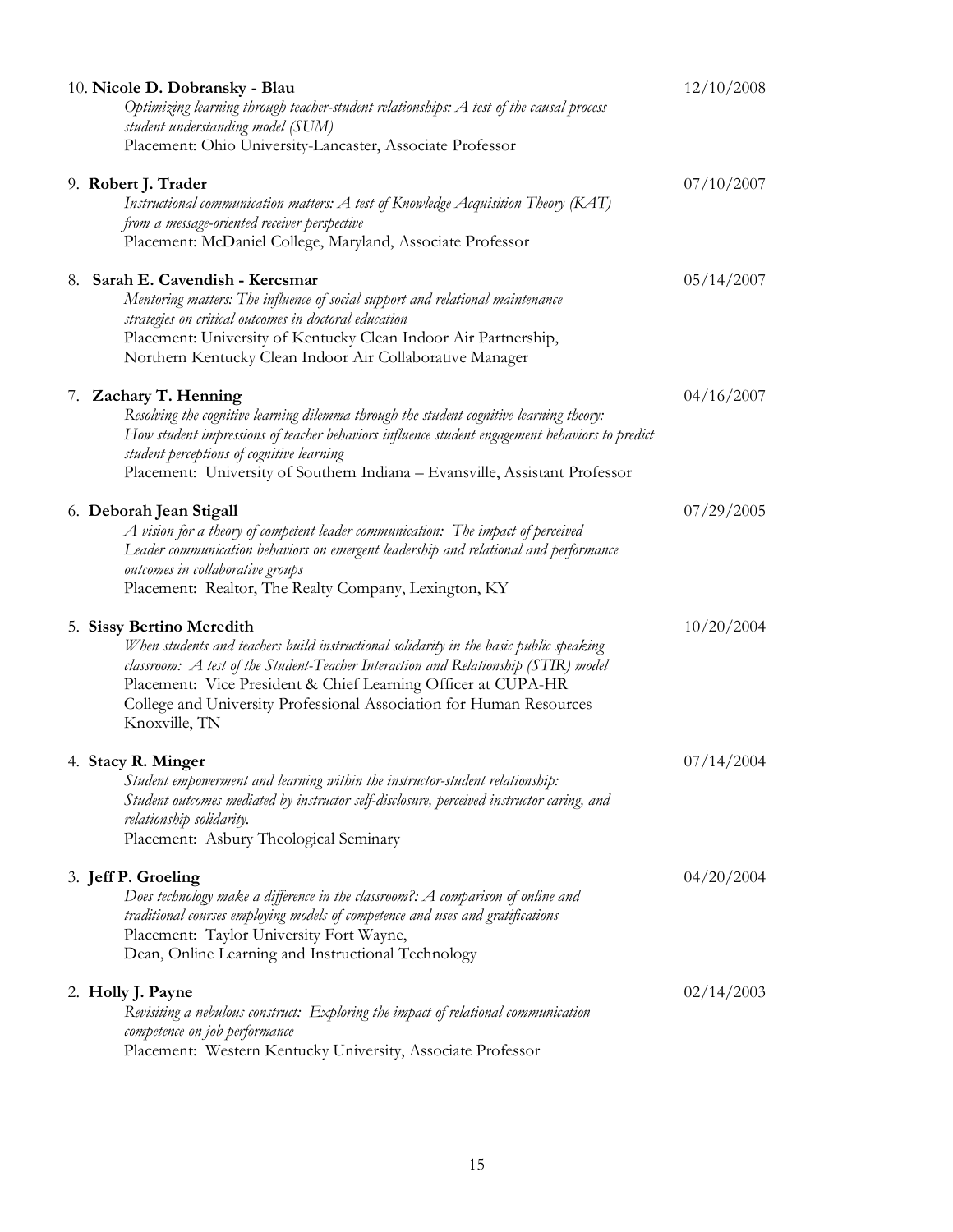10. **Nicole D. Dobransky - Blau** 12/10/2008
    *Optimizing learning through teacher-student relationships: A test of the causal process student understanding model (SUM)*
    Placement: Ohio University-Lancaster, Associate Professor

9. **Robert J. Trader** 07/10/2007
    *Instructional communication matters: A test of Knowledge Acquisition Theory (KAT) from a message-oriented receiver perspective*
    Placement: McDaniel College, Maryland, Associate Professor

8. **Sarah E. Cavendish - Kercsmar** 05/14/2007
    *Mentoring matters: The influence of social support and relational maintenance strategies on critical outcomes in doctoral education*
    Placement: University of Kentucky Clean Indoor Air Partnership, Northern Kentucky Clean Indoor Air Collaborative Manager

7. **Zachary T. Henning** 04/16/2007
    *Resolving the cognitive learning dilemma through the student cognitive learning theory: How student impressions of teacher behaviors influence student engagement behaviors to predict student perceptions of cognitive learning*
    Placement: University of Southern Indiana – Evansville, Assistant Professor

6. **Deborah Jean Stigall** 07/29/2005
    *A vision for a theory of competent leader communication: The impact of perceived Leader communication behaviors on emergent leadership and relational and performance outcomes in collaborative groups*
    Placement: Realtor, The Realty Company, Lexington, KY

5. **Sissy Bertino Meredith** 10/20/2004
    *When students and teachers build instructional solidarity in the basic public speaking classroom: A test of the Student-Teacher Interaction and Relationship (STIR) model*
    Placement: Vice President & Chief Learning Officer at CUPA-HR College and University Professional Association for Human Resources Knoxville, TN

4. **Stacy R. Minger** 07/14/2004
    *Student empowerment and learning within the instructor-student relationship: Student outcomes mediated by instructor self-disclosure, perceived instructor caring, and relationship solidarity.*
    Placement: Asbury Theological Seminary

3. **Jeff P. Groeling** 04/20/2004
    *Does technology make a difference in the classroom?: A comparison of online and traditional courses employing models of competence and uses and gratifications*
    Placement: Taylor University Fort Wayne, Dean, Online Learning and Instructional Technology

2. **Holly J. Payne** 02/14/2003
    *Revisiting a nebulous construct: Exploring the impact of relational communication competence on job performance*
    Placement: Western Kentucky University, Associate Professor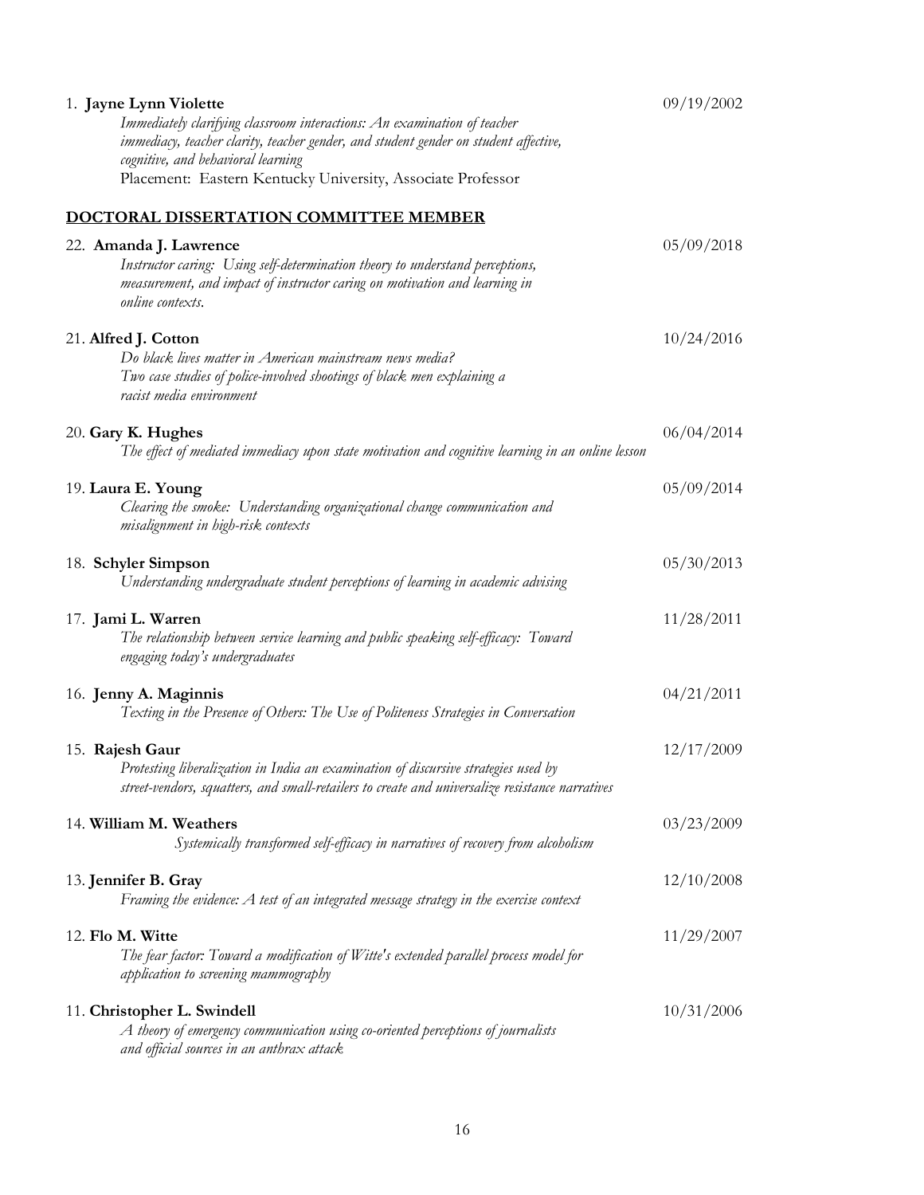1. **Jayne Lynn Violette** 09/19/2002
   *Immediately clarifying classroom interactions: An examination of teacher immediacy, teacher clarity, teacher gender, and student gender on student affective, cognitive, and behavioral learning*
   Placement: Eastern Kentucky University, Associate Professor

## DOCTORAL DISSERTATION COMMITTEE MEMBER

22. **Amanda J. Lawrence** 05/09/2018
    *Instructor caring: Using self-determination theory to understand perceptions, measurement, and impact of instructor caring on motivation and learning in online contexts.*

21. **Alfred J. Cotton** 10/24/2016
    *Do black lives matter in American mainstream news media? Two case studies of police-involved shootings of black men explaining a racist media environment*

20. **Gary K. Hughes** 06/04/2014
    *The effect of mediated immediacy upon state motivation and cognitive learning in an online lesson*

19. **Laura E. Young** 05/09/2014
    *Clearing the smoke: Understanding organizational change communication and misalignment in high-risk contexts*

18. **Schyler Simpson** 05/30/2013
    *Understanding undergraduate student perceptions of learning in academic advising*

17. **Jami L. Warren** 11/28/2011
    *The relationship between service learning and public speaking self-efficacy: Toward engaging today's undergraduates*

16. **Jenny A. Maginnis** 04/21/2011
    *Texting in the Presence of Others: The Use of Politeness Strategies in Conversation*

15. **Rajesh Gaur** 12/17/2009
    *Protesting liberalization in India an examination of discursive strategies used by street-vendors, squatters, and small-retailers to create and universalize resistance narratives*

14. **William M. Weathers** 03/23/2009
    *Systemically transformed self-efficacy in narratives of recovery from alcoholism*

13. **Jennifer B. Gray** 12/10/2008
    *Framing the evidence: A test of an integrated message strategy in the exercise context*

12. **Flo M. Witte** 11/29/2007
    *The fear factor: Toward a modification of Witte's extended parallel process model for application to screening mammography*

11. **Christopher L. Swindell** 10/31/2006
    *A theory of emergency communication using co-oriented perceptions of journalists and official sources in an anthrax attack*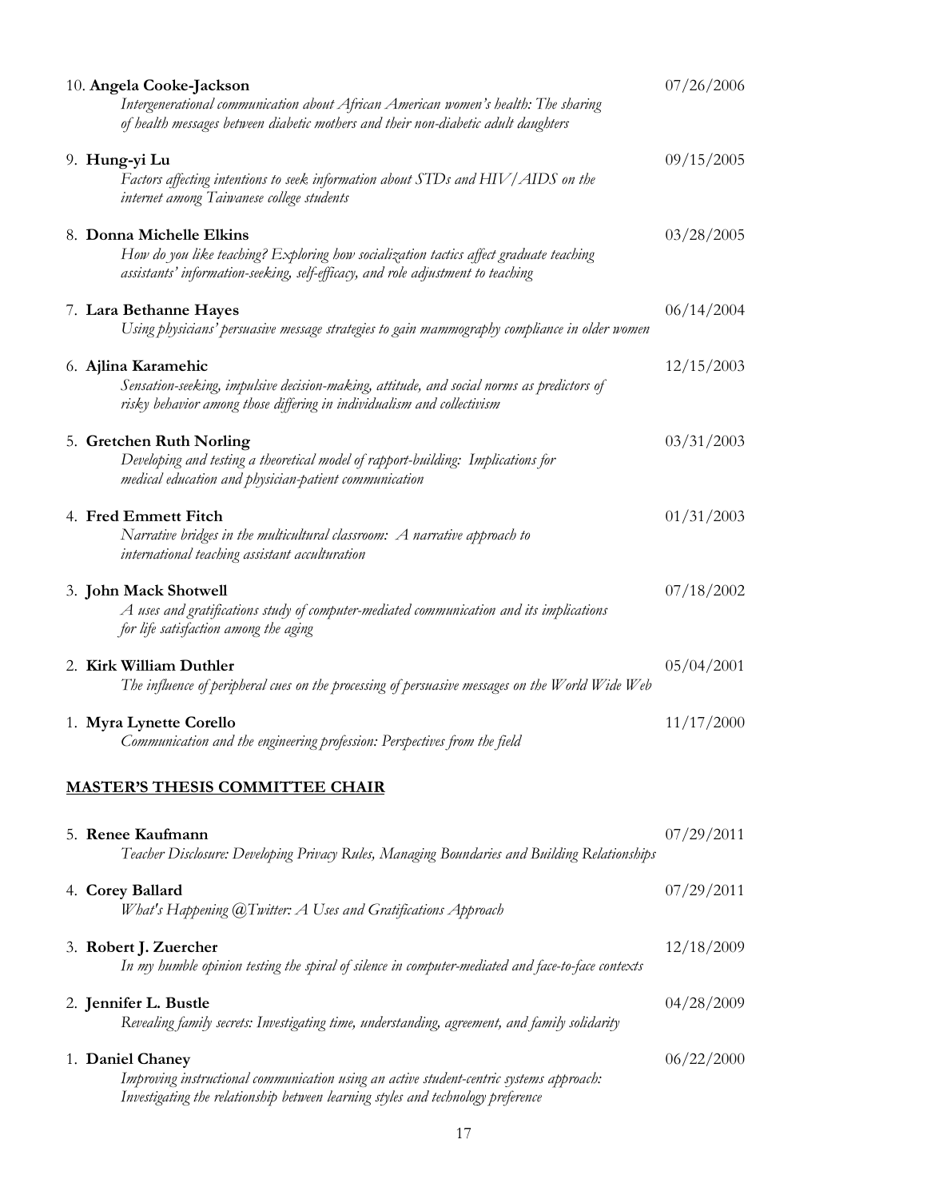10. **Angela Cooke-Jackson** 07/26/2006
    *Intergenerational communication about African American women's health: The sharing of health messages between diabetic mothers and their non-diabetic adult daughters*

9. **Hung-yi Lu** 09/15/2005
    *Factors affecting intentions to seek information about STDs and HIV/AIDS on the internet among Taiwanese college students*

8. **Donna Michelle Elkins** 03/28/2005
    *How do you like teaching? Exploring how socialization tactics affect graduate teaching assistants' information-seeking, self-efficacy, and role adjustment to teaching*

7. **Lara Bethanne Hayes** 06/14/2004
    *Using physicians' persuasive message strategies to gain mammography compliance in older women*

6. **Ajlina Karamehic** 12/15/2003
    *Sensation-seeking, impulsive decision-making, attitude, and social norms as predictors of risky behavior among those differing in individualism and collectivism*

5. **Gretchen Ruth Norling** 03/31/2003
    *Developing and testing a theoretical model of rapport-building: Implications for medical education and physician-patient communication*

4. **Fred Emmett Fitch** 01/31/2003
    *Narrative bridges in the multicultural classroom: A narrative approach to international teaching assistant acculturation*

3. **John Mack Shotwell** 07/18/2002
    *A uses and gratifications study of computer-mediated communication and its implications for life satisfaction among the aging*

2. **Kirk William Duthler** 05/04/2001
    *The influence of peripheral cues on the processing of persuasive messages on the World Wide Web*

1. **Myra Lynette Corello** 11/17/2000
    *Communication and the engineering profession: Perspectives from the field*

## MASTER'S THESIS COMMITTEE CHAIR

5. **Renee Kaufmann** 07/29/2011
    *Teacher Disclosure: Developing Privacy Rules, Managing Boundaries and Building Relationships*

4. **Corey Ballard** 07/29/2011
    *What's Happening @Twitter: A Uses and Gratifications Approach*

3. **Robert J. Zuercher** 12/18/2009
    *In my humble opinion testing the spiral of silence in computer-mediated and face-to-face contexts*

2. **Jennifer L. Bustle** 04/28/2009
    *Revealing family secrets: Investigating time, understanding, agreement, and family solidarity*

1. **Daniel Chaney** 06/22/2000
    *Improving instructional communication using an active student-centric systems approach: Investigating the relationship between learning styles and technology preference*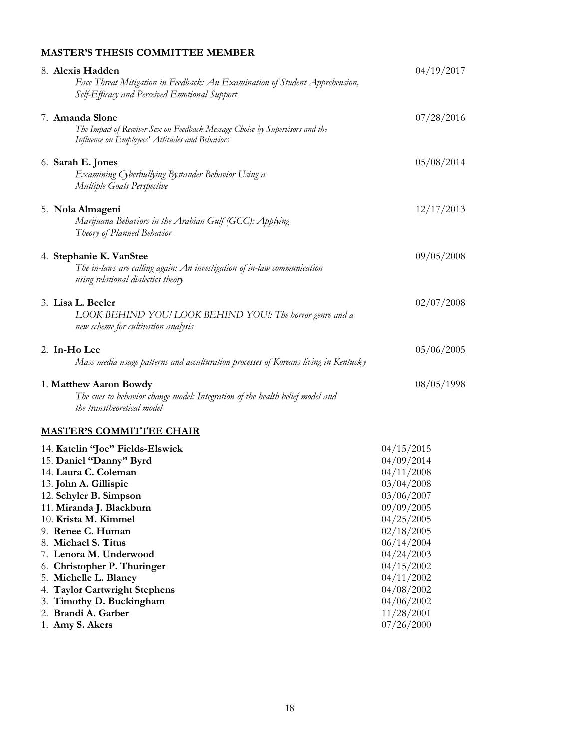## MASTER'S THESIS COMMITTEE MEMBER

8. **Alexis Hadden** — 04/19/2017
   *Face Threat Mitigation in Feedback: An Examination of Student Apprehension, Self-Efficacy and Perceived Emotional Support*

7. **Amanda Slone** — 07/28/2016
   *The Impact of Receiver Sex on Feedback Message Choice by Supervisors and the Influence on Employees' Attitudes and Behaviors*

6. **Sarah E. Jones** — 05/08/2014
   *Examining Cyberbullying Bystander Behavior Using a Multiple Goals Perspective*

5. **Nola Almageni** — 12/17/2013
   *Marijuana Behaviors in the Arabian Gulf (GCC): Applying Theory of Planned Behavior*

4. **Stephanie K. VanStee** — 09/05/2008
   *The in-laws are calling again: An investigation of in-law communication using relational dialectics theory*

3. **Lisa L. Beeler** — 02/07/2008
   *LOOK BEHIND YOU! LOOK BEHIND YOU!: The horror genre and a new scheme for cultivation analysis*

2. **In-Ho Lee** — 05/06/2005
   *Mass media usage patterns and acculturation processes of Koreans living in Kentucky*

1. **Matthew Aaron Bowdy** — 08/05/1998
   *The cues to behavior change model: Integration of the health belief model and the transtheoretical model*

## MASTER'S COMMITTEE CHAIR

14. **Katelin "Joe" Fields-Elswick** — 04/15/2015
15. **Daniel "Danny" Byrd** — 04/09/2014
14. **Laura C. Coleman** — 04/11/2008
13. **John A. Gillispie** — 03/04/2008
12. **Schyler B. Simpson** — 03/06/2007
11. **Miranda J. Blackburn** — 09/09/2005
10. **Krista M. Kimmel** — 04/25/2005
9. **Renee C. Human** — 02/18/2005
8. **Michael S. Titus** — 06/14/2004
7. **Lenora M. Underwood** — 04/24/2003
6. **Christopher P. Thuringer** — 04/15/2002
5. **Michelle L. Blaney** — 04/11/2002
4. **Taylor Cartwright Stephens** — 04/08/2002
3. **Timothy D. Buckingham** — 04/06/2002
2. **Brandi A. Garber** — 11/28/2001
1. **Amy S. Akers** — 07/26/2000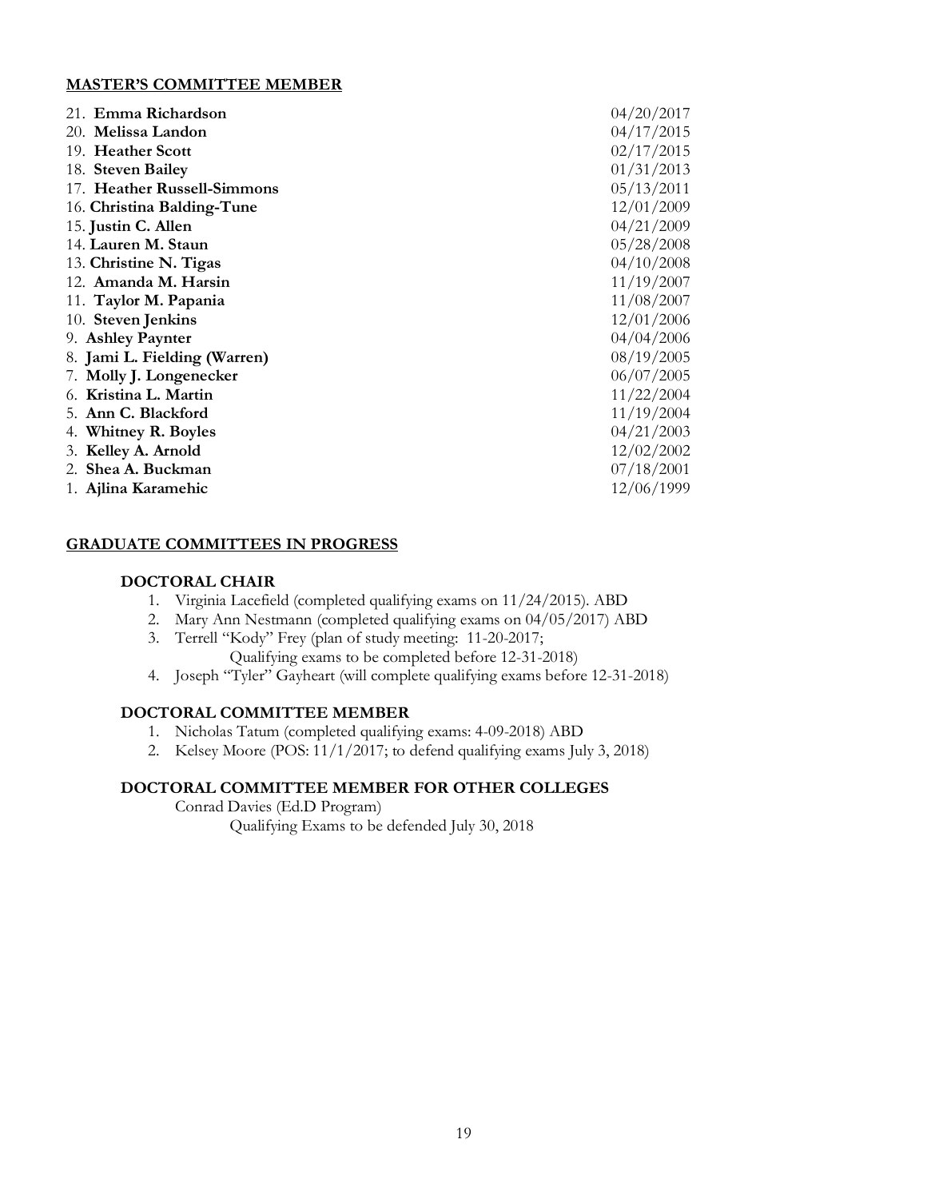## MASTER'S COMMITTEE MEMBER

| | |
|---|---|
| 21. **Emma Richardson** | 04/20/2017 |
| 20. **Melissa Landon** | 04/17/2015 |
| 19. **Heather Scott** | 02/17/2015 |
| 18. **Steven Bailey** | 01/31/2013 |
| 17. **Heather Russell-Simmons** | 05/13/2011 |
| 16. **Christina Balding-Tune** | 12/01/2009 |
| 15. **Justin C. Allen** | 04/21/2009 |
| 14. **Lauren M. Staun** | 05/28/2008 |
| 13. **Christine N. Tigas** | 04/10/2008 |
| 12. **Amanda M. Harsin** | 11/19/2007 |
| 11. **Taylor M. Papania** | 11/08/2007 |
| 10. **Steven Jenkins** | 12/01/2006 |
| 9. **Ashley Paynter** | 04/04/2006 |
| 8. **Jami L. Fielding (Warren)** | 08/19/2005 |
| 7. **Molly J. Longenecker** | 06/07/2005 |
| 6. **Kristina L. Martin** | 11/22/2004 |
| 5. **Ann C. Blackford** | 11/19/2004 |
| 4. **Whitney R. Boyles** | 04/21/2003 |
| 3. **Kelley A. Arnold** | 12/02/2002 |
| 2. **Shea A. Buckman** | 07/18/2001 |
| 1. **Ajlina Karamehic** | 12/06/1999 |

## GRADUATE COMMITTEES IN PROGRESS

### DOCTORAL CHAIR

1. Virginia Lacefield (completed qualifying exams on 11/24/2015). ABD
2. Mary Ann Nestmann (completed qualifying exams on 04/05/2017) ABD
3. Terrell "Kody" Frey (plan of study meeting: 11-20-2017;
   Qualifying exams to be completed before 12-31-2018)
4. Joseph "Tyler" Gayheart (will complete qualifying exams before 12-31-2018)

### DOCTORAL COMMITTEE MEMBER

1. Nicholas Tatum (completed qualifying exams: 4-09-2018) ABD
2. Kelsey Moore (POS: 11/1/2017; to defend qualifying exams July 3, 2018)

### DOCTORAL COMMITTEE MEMBER FOR OTHER COLLEGES

Conrad Davies (Ed.D Program)
Qualifying Exams to be defended July 30, 2018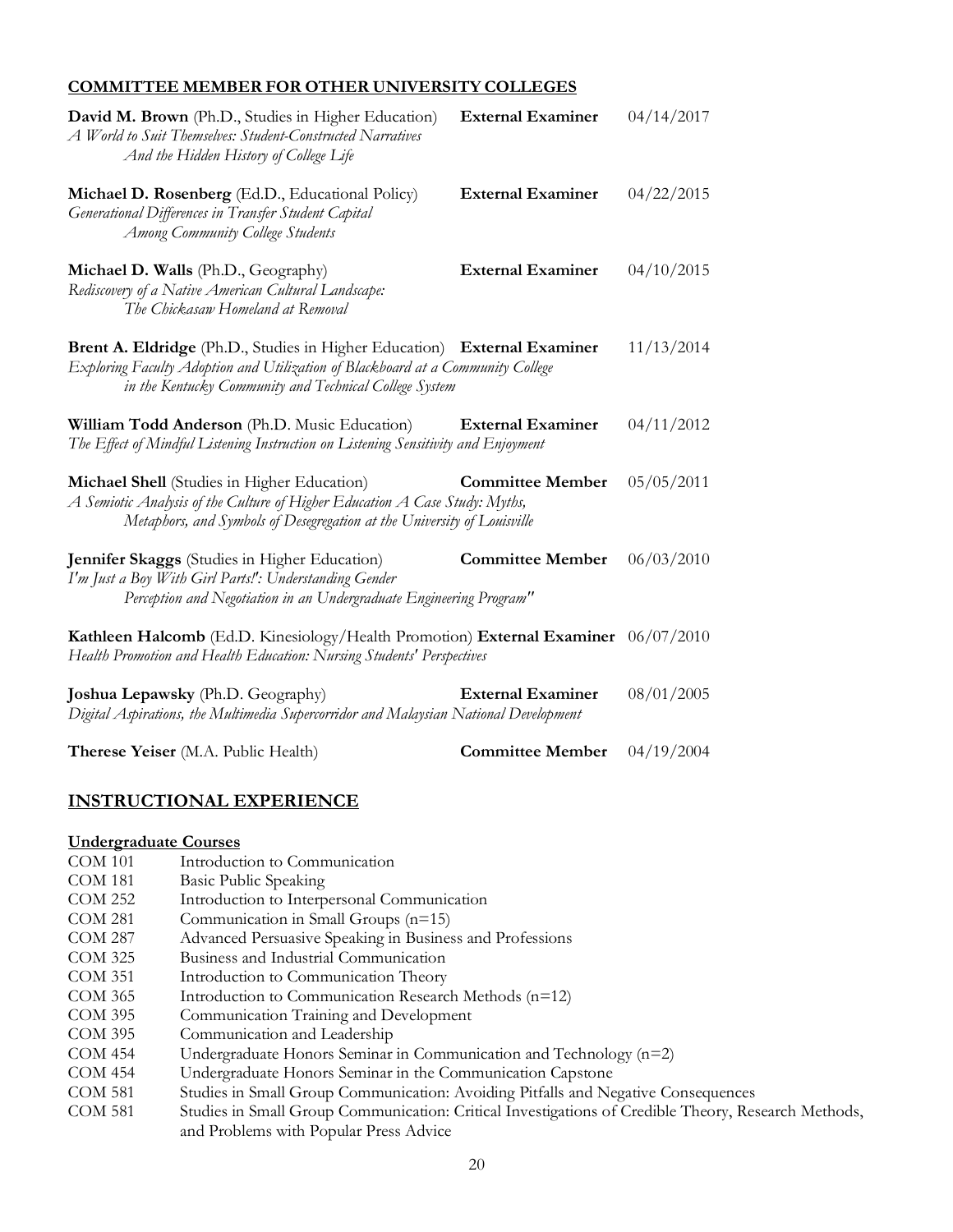## COMMITTEE MEMBER FOR OTHER UNIVERSITY COLLEGES

**David M. Brown** (Ph.D., Studies in Higher Education) **External Examiner** 04/14/2017
*A World to Suit Themselves: Student-Constructed Narratives And the Hidden History of College Life*

**Michael D. Rosenberg** (Ed.D., Educational Policy) **External Examiner** 04/22/2015
*Generational Differences in Transfer Student Capital Among Community College Students*

**Michael D. Walls** (Ph.D., Geography) **External Examiner** 04/10/2015
*Rediscovery of a Native American Cultural Landscape: The Chickasaw Homeland at Removal*

**Brent A. Eldridge** (Ph.D., Studies in Higher Education) **External Examiner** 11/13/2014
*Exploring Faculty Adoption and Utilization of Blackboard at a Community College in the Kentucky Community and Technical College System*

**William Todd Anderson** (Ph.D. Music Education) **External Examiner** 04/11/2012
*The Effect of Mindful Listening Instruction on Listening Sensitivity and Enjoyment*

**Michael Shell** (Studies in Higher Education) **Committee Member** 05/05/2011
*A Semiotic Analysis of the Culture of Higher Education A Case Study: Myths, Metaphors, and Symbols of Desegregation at the University of Louisville*

**Jennifer Skaggs** (Studies in Higher Education) **Committee Member** 06/03/2010
*I'm Just a Boy With Girl Parts!': Understanding Gender Perception and Negotiation in an Undergraduate Engineering Program"*

**Kathleen Halcomb** (Ed.D. Kinesiology/Health Promotion) **External Examiner** 06/07/2010
*Health Promotion and Health Education: Nursing Students' Perspectives*

**Joshua Lepawsky** (Ph.D. Geography) **External Examiner** 08/01/2005
*Digital Aspirations, the Multimedia Supercorridor and Malaysian National Development*

**Therese Yeiser** (M.A. Public Health) **Committee Member** 04/19/2004

## INSTRUCTIONAL EXPERIENCE

### Undergraduate Courses

| | |
|---|---|
| COM 101 | Introduction to Communication |
| COM 181 | Basic Public Speaking |
| COM 252 | Introduction to Interpersonal Communication |
| COM 281 | Communication in Small Groups (n=15) |
| COM 287 | Advanced Persuasive Speaking in Business and Professions |
| COM 325 | Business and Industrial Communication |
| COM 351 | Introduction to Communication Theory |
| COM 365 | Introduction to Communication Research Methods (n=12) |
| COM 395 | Communication Training and Development |
| COM 395 | Communication and Leadership |
| COM 454 | Undergraduate Honors Seminar in Communication and Technology (n=2) |
| COM 454 | Undergraduate Honors Seminar in the Communication Capstone |
| COM 581 | Studies in Small Group Communication: Avoiding Pitfalls and Negative Consequences |
| COM 581 | Studies in Small Group Communication: Critical Investigations of Credible Theory, Research Methods, and Problems with Popular Press Advice |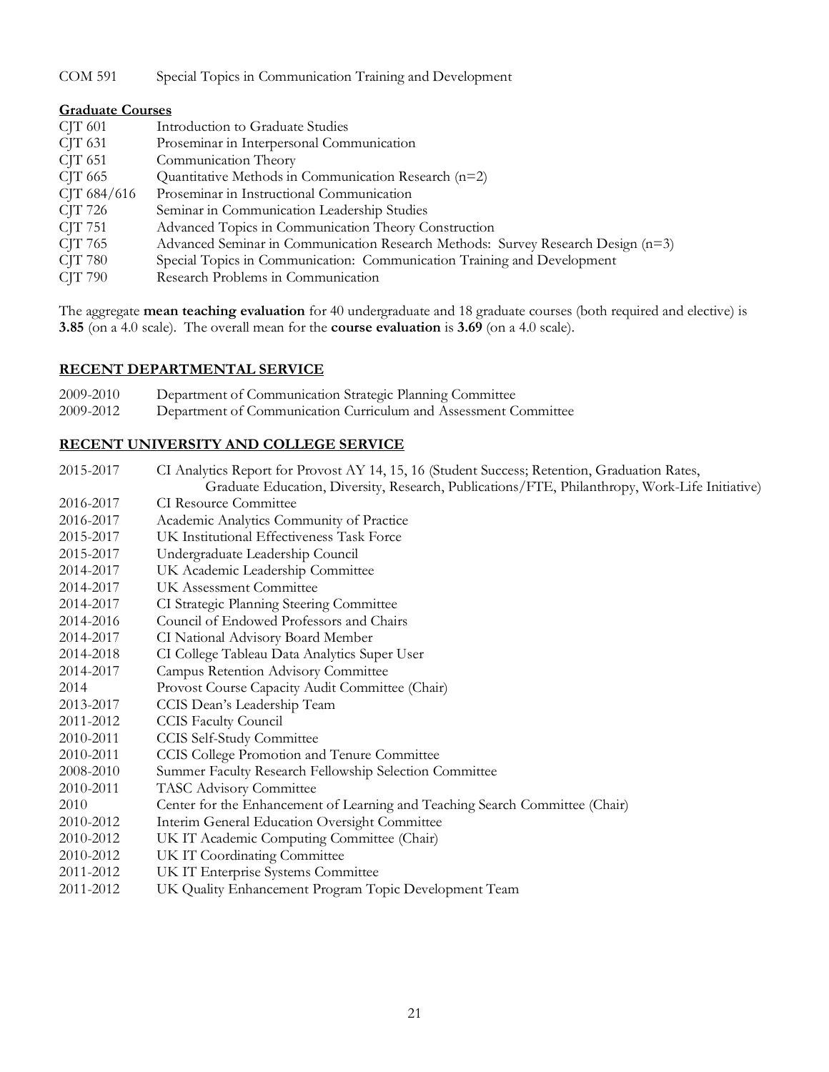COM 591 Special Topics in Communication Training and Development

**Graduate Courses**

CJT 601 Introduction to Graduate Studies
CJT 631 Proseminar in Interpersonal Communication
CJT 651 Communication Theory
CJT 665 Quantitative Methods in Communication Research (n=2)
CJT 684/616 Proseminar in Instructional Communication
CJT 726 Seminar in Communication Leadership Studies
CJT 751 Advanced Topics in Communication Theory Construction
CJT 765 Advanced Seminar in Communication Research Methods: Survey Research Design (n=3)
CJT 780 Special Topics in Communication: Communication Training and Development
CJT 790 Research Problems in Communication

The aggregate **mean teaching evaluation** for 40 undergraduate and 18 graduate courses (both required and elective) is **3.85** (on a 4.0 scale). The overall mean for the **course evaluation** is **3.69** (on a 4.0 scale).

## RECENT DEPARTMENTAL SERVICE

2009-2010 Department of Communication Strategic Planning Committee
2009-2012 Department of Communication Curriculum and Assessment Committee

## RECENT UNIVERSITY AND COLLEGE SERVICE

2015-2017 CI Analytics Report for Provost AY 14, 15, 16 (Student Success; Retention, Graduation Rates, Graduate Education, Diversity, Research, Publications/FTE, Philanthropy, Work-Life Initiative)
2016-2017 CI Resource Committee
2016-2017 Academic Analytics Community of Practice
2015-2017 UK Institutional Effectiveness Task Force
2015-2017 Undergraduate Leadership Council
2014-2017 UK Academic Leadership Committee
2014-2017 UK Assessment Committee
2014-2017 CI Strategic Planning Steering Committee
2014-2016 Council of Endowed Professors and Chairs
2014-2017 CI National Advisory Board Member
2014-2018 CI College Tableau Data Analytics Super User
2014-2017 Campus Retention Advisory Committee
2014 Provost Course Capacity Audit Committee (Chair)
2013-2017 CCIS Dean's Leadership Team
2011-2012 CCIS Faculty Council
2010-2011 CCIS Self-Study Committee
2010-2011 CCIS College Promotion and Tenure Committee
2008-2010 Summer Faculty Research Fellowship Selection Committee
2010-2011 TASC Advisory Committee
2010 Center for the Enhancement of Learning and Teaching Search Committee (Chair)
2010-2012 Interim General Education Oversight Committee
2010-2012 UK IT Academic Computing Committee (Chair)
2010-2012 UK IT Coordinating Committee
2011-2012 UK IT Enterprise Systems Committee
2011-2012 UK Quality Enhancement Program Topic Development Team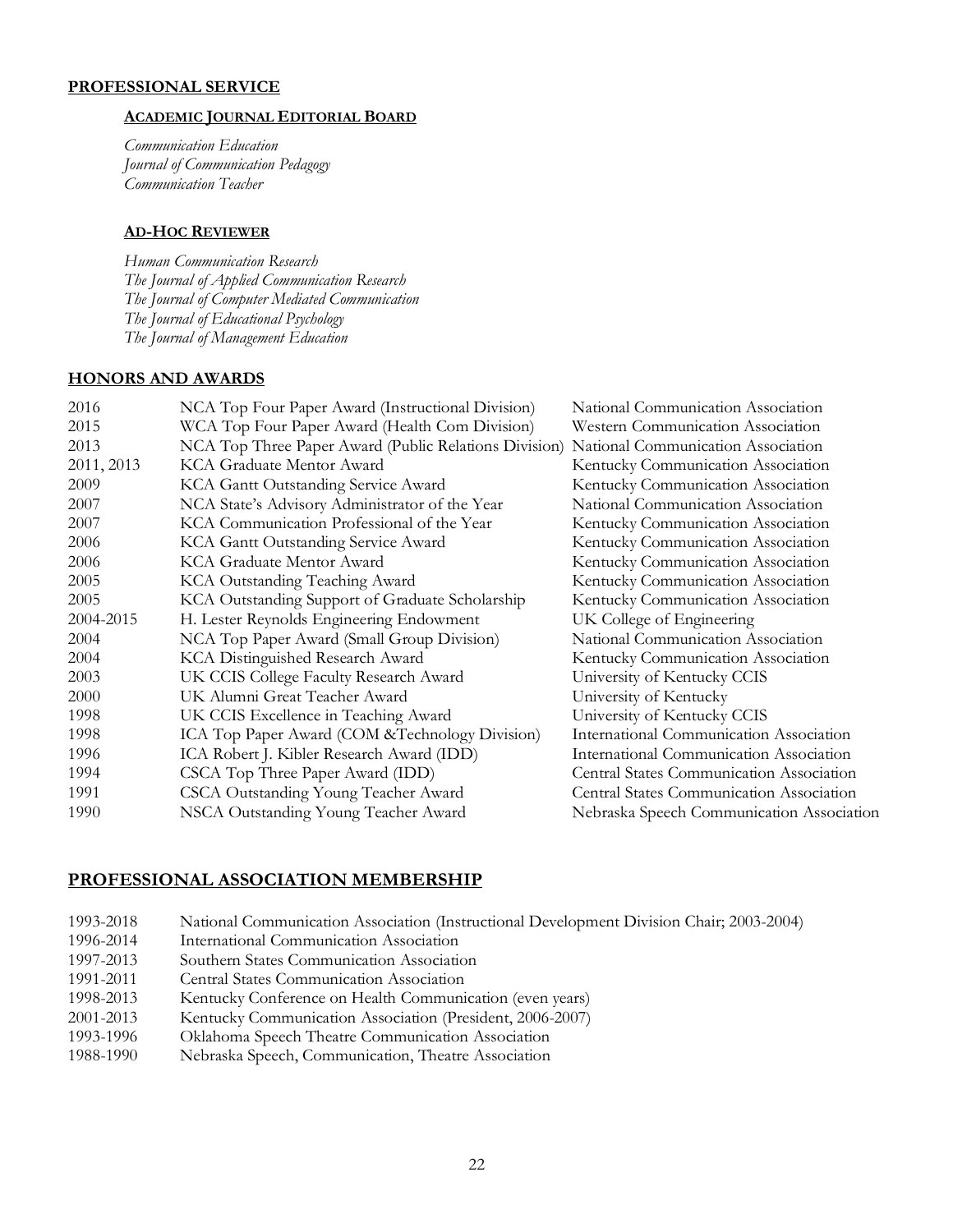## PROFESSIONAL SERVICE

### ACADEMIC JOURNAL EDITORIAL BOARD

*Communication Education*
*Journal of Communication Pedagogy*
*Communication Teacher*

### AD-HOC REVIEWER

*Human Communication Research*
*The Journal of Applied Communication Research*
*The Journal of Computer Mediated Communication*
*The Journal of Educational Psychology*
*The Journal of Management Education*

## HONORS AND AWARDS

| | | |
|---|---|---|
| 2016 | NCA Top Four Paper Award (Instructional Division) | National Communication Association |
| 2015 | WCA Top Four Paper Award (Health Com Division) | Western Communication Association |
| 2013 | NCA Top Three Paper Award (Public Relations Division) | National Communication Association |
| 2011, 2013 | KCA Graduate Mentor Award | Kentucky Communication Association |
| 2009 | KCA Gantt Outstanding Service Award | Kentucky Communication Association |
| 2007 | NCA State's Advisory Administrator of the Year | National Communication Association |
| 2007 | KCA Communication Professional of the Year | Kentucky Communication Association |
| 2006 | KCA Gantt Outstanding Service Award | Kentucky Communication Association |
| 2006 | KCA Graduate Mentor Award | Kentucky Communication Association |
| 2005 | KCA Outstanding Teaching Award | Kentucky Communication Association |
| 2005 | KCA Outstanding Support of Graduate Scholarship | Kentucky Communication Association |
| 2004-2015 | H. Lester Reynolds Engineering Endowment | UK College of Engineering |
| 2004 | NCA Top Paper Award (Small Group Division) | National Communication Association |
| 2004 | KCA Distinguished Research Award | Kentucky Communication Association |
| 2003 | UK CCIS College Faculty Research Award | University of Kentucky CCIS |
| 2000 | UK Alumni Great Teacher Award | University of Kentucky |
| 1998 | UK CCIS Excellence in Teaching Award | University of Kentucky CCIS |
| 1998 | ICA Top Paper Award (COM &Technology Division) | International Communication Association |
| 1996 | ICA Robert J. Kibler Research Award (IDD) | International Communication Association |
| 1994 | CSCA Top Three Paper Award (IDD) | Central States Communication Association |
| 1991 | CSCA Outstanding Young Teacher Award | Central States Communication Association |
| 1990 | NSCA Outstanding Young Teacher Award | Nebraska Speech Communication Association |

## PROFESSIONAL ASSOCIATION MEMBERSHIP

| | |
|---|---|
| 1993-2018 | National Communication Association (Instructional Development Division Chair; 2003-2004) |
| 1996-2014 | International Communication Association |
| 1997-2013 | Southern States Communication Association |
| 1991-2011 | Central States Communication Association |
| 1998-2013 | Kentucky Conference on Health Communication (even years) |
| 2001-2013 | Kentucky Communication Association (President, 2006-2007) |
| 1993-1996 | Oklahoma Speech Theatre Communication Association |
| 1988-1990 | Nebraska Speech, Communication, Theatre Association |